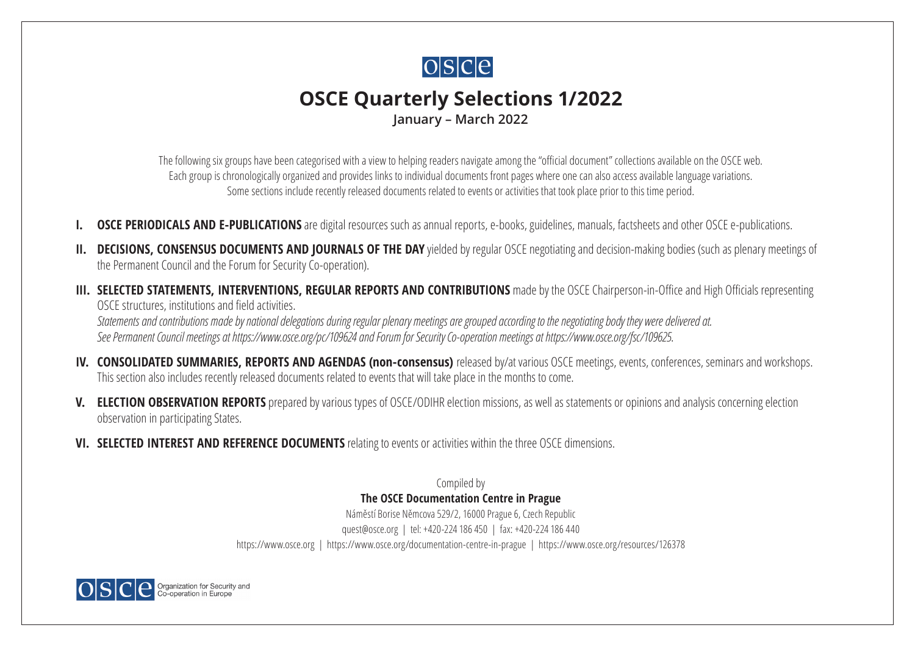# OSCE Quarterly Selections 1/2022

**January – March 2022**

The following six groups have been categorised with a view to helping readers navigate among the "official document" collections available on the OSCE web. Each group is chronologically organized and provides links to individual documents front pages where one can also access available language variations. Some sections include recently released documents related to events or activities that took place prior to this time period.

**I. OSCE PERIODICALS AND E-PUBLICATIONS** are digital resources such as annual reports, e-books, guidelines, manuals, factsheets and other OSCE e-publications.

**II. DECISIONS, CONSENSUS DOCUMENTS AND JOURNALS OF THE DAY** yielded by regular OSCE negotiating and decision-making bodies (such as plenary meetings of the Permanent Council and the Forum for Security Co-operation).

**III. SELECTED STATEMENTS, INTERVENTIONS, REGULAR REPORTS AND CONTRIBUTIONS** made by the OSCE Chairperson-in-Office and High Officials representing OSCE structures, institutions and field activities.
*Statements and contributions made by national delegations during regular plenary meetings are grouped according to the negotiating body they were delivered at.*
*See Permanent Council meetings at https://www.osce.org/pc/109624 and Forum for Security Co-operation meetings at https://www.osce.org/fsc/109625.*

**IV. CONSOLIDATED SUMMARIES, REPORTS AND AGENDAS (non-consensus)** released by/at various OSCE meetings, events, conferences, seminars and workshops. This section also includes recently released documents related to events that will take place in the months to come.

**V. ELECTION OBSERVATION REPORTS** prepared by various types of OSCE/ODIHR election missions, as well as statements or opinions and analysis concerning election observation in participating States.

**VI. SELECTED INTEREST AND REFERENCE DOCUMENTS** relating to events or activities within the three OSCE dimensions.

Compiled by

**The OSCE Documentation Centre in Prague**

Náměstí Borise Němcova 529/2, 16000 Prague 6, Czech Republic

quest@osce.org | tel: +420-224 186 450 | fax: +420-224 186 440

https://www.osce.org | https://www.osce.org/documentation-centre-in-prague | https://www.osce.org/resources/126378

Organization for Security and Co-operation in Europe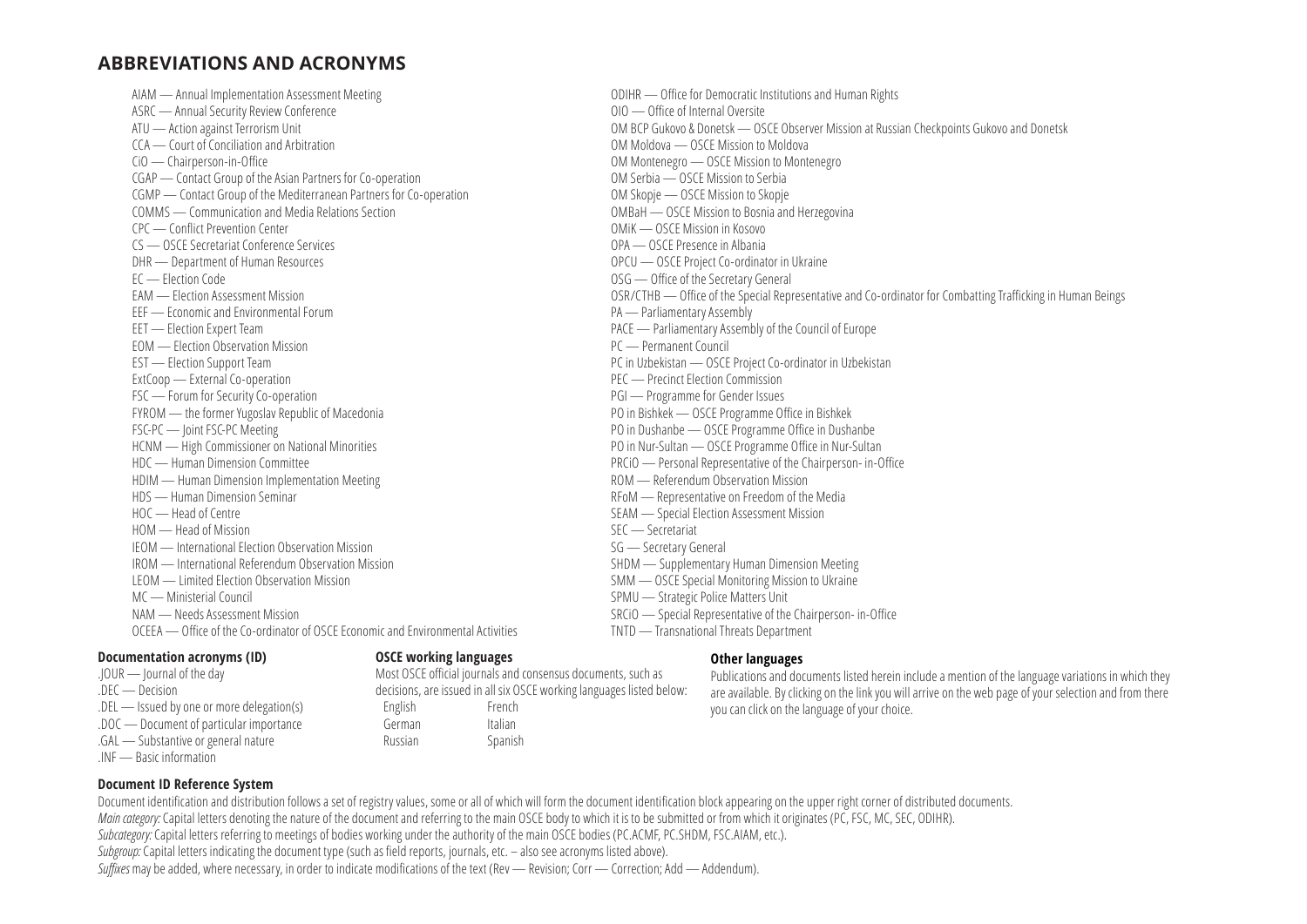## ABBREVIATIONS AND ACRONYMS

AIAM — Annual Implementation Assessment Meeting
ASRC — Annual Security Review Conference
ATU — Action against Terrorism Unit
CCA — Court of Conciliation and Arbitration
CiO — Chairperson-in-Office
CGAP — Contact Group of the Asian Partners for Co-operation
CGMP — Contact Group of the Mediterranean Partners for Co-operation
COMMS — Communication and Media Relations Section
CPC — Conflict Prevention Center
CS — OSCE Secretariat Conference Services
DHR — Department of Human Resources
EC — Election Code
EAM — Election Assessment Mission
EEF — Economic and Environmental Forum
EET — Election Expert Team
EOM — Election Observation Mission
EST — Election Support Team
ExtCoop — External Co-operation
FSC — Forum for Security Co-operation
FYROM — the former Yugoslav Republic of Macedonia
FSC-PC — Joint FSC-PC Meeting
HCNM — High Commissioner on National Minorities
HDC — Human Dimension Committee
HDIM — Human Dimension Implementation Meeting
HDS — Human Dimension Seminar
HOC — Head of Centre
HOM — Head of Mission
IEOM — International Election Observation Mission
IROM — International Referendum Observation Mission
LEOM — Limited Election Observation Mission
MC — Ministerial Council
NAM — Needs Assessment Mission
OCEEA — Office of the Co-ordinator of OSCE Economic and Environmental Activities
ODIHR — Office for Democratic Institutions and Human Rights
OIO — Office of Internal Oversite
OM BCP Gukovo & Donetsk — OSCE Observer Mission at Russian Checkpoints Gukovo and Donetsk
OM Moldova — OSCE Mission to Moldova
OM Montenegro — OSCE Mission to Montenegro
OM Serbia — OSCE Mission to Serbia
OM Skopje — OSCE Mission to Skopje
OMBaH — OSCE Mission to Bosnia and Herzegovina
OMiK — OSCE Mission in Kosovo
OPA — OSCE Presence in Albania
OPCU — OSCE Project Co-ordinator in Ukraine
OSG — Office of the Secretary General
OSR/CTHB — Office of the Special Representative and Co-ordinator for Combatting Trafficking in Human Beings
PA — Parliamentary Assembly
PACE — Parliamentary Assembly of the Council of Europe
PC — Permanent Council
PC in Uzbekistan — OSCE Project Co-ordinator in Uzbekistan
PEC — Precinct Election Commission
PGI — Programme for Gender Issues
PO in Bishkek — OSCE Programme Office in Bishkek
PO in Dushanbe — OSCE Programme Office in Dushanbe
PO in Nur-Sultan — OSCE Programme Office in Nur-Sultan
PRCiO — Personal Representative of the Chairperson- in-Office
ROM — Referendum Observation Mission
RFoM — Representative on Freedom of the Media
SEAM — Special Election Assessment Mission
SEC — Secretariat
SG — Secretary General
SHDM — Supplementary Human Dimension Meeting
SMM — OSCE Special Monitoring Mission to Ukraine
SPMU — Strategic Police Matters Unit
SRCiO — Special Representative of the Chairperson- in-Office
TNTD — Transnational Threats Department

### Documentation acronyms (ID)

.JOUR — Journal of the day
.DEC — Decision
.DEL — Issued by one or more delegation(s)
.DOC — Document of particular importance
.GAL — Substantive or general nature
.INF — Basic information

### OSCE working languages

Most OSCE official journals and consensus documents, such as decisions, are issued in all six OSCE working languages listed below:

| | |
|---|---|
| English | French |
| German | Italian |
| Russian | Spanish |

### Other languages

Publications and documents listed herein include a mention of the language variations in which they are available. By clicking on the link you will arrive on the web page of your selection and from there you can click on the language of your choice.

### Document ID Reference System

Document identification and distribution follows a set of registry values, some or all of which will form the document identification block appearing on the upper right corner of distributed documents.
*Main category:* Capital letters denoting the nature of the document and referring to the main OSCE body to which it is to be submitted or from which it originates (PC, FSC, MC, SEC, ODIHR).
*Subcategory:* Capital letters referring to meetings of bodies working under the authority of the main OSCE bodies (PC.ACMF, PC.SHDM, FSC.AIAM, etc.).
*Subgroup:* Capital letters indicating the document type (such as field reports, journals, etc. – also see acronyms listed above).
*Suffixes* may be added, where necessary, in order to indicate modifications of the text (Rev — Revision; Corr — Correction; Add — Addendum).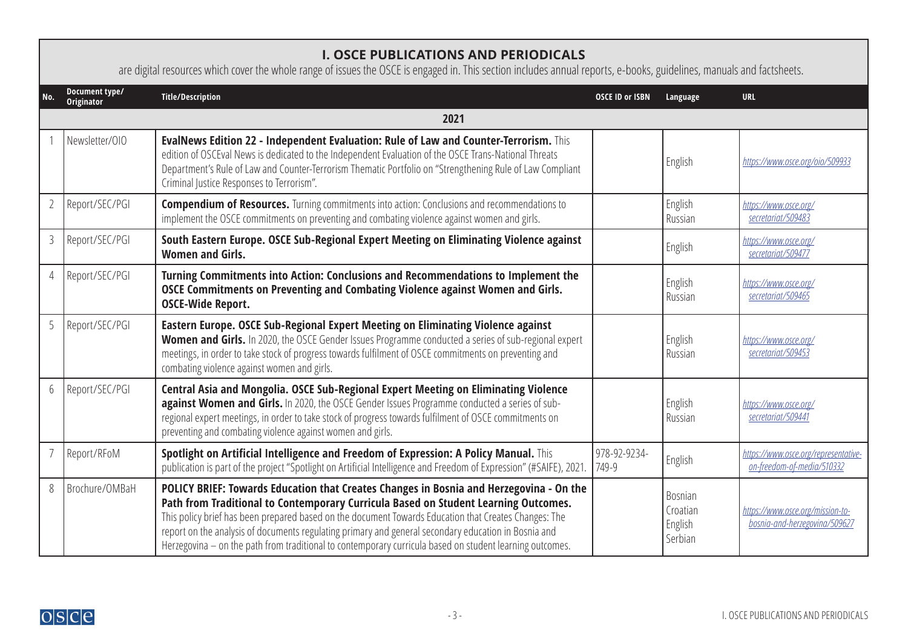# I. OSCE PUBLICATIONS AND PERIODICALS

are digital resources which cover the whole range of issues the OSCE is engaged in. This section includes annual reports, e-books, guidelines, manuals and factsheets.

| No. | Document type/ Originator | Title/Description | OSCE ID or ISBN | Language | URL |
|---|---|---|---|---|---|
| | | **2021** | | | |
| 1 | Newsletter/OIO | **EvalNews Edition 22 - Independent Evaluation: Rule of Law and Counter-Terrorism.** This edition of OSCEval News is dedicated to the Independent Evaluation of the OSCE Trans-National Threats Department's Rule of Law and Counter-Terrorism Thematic Portfolio on "Strengthening Rule of Law Compliant Criminal Justice Responses to Terrorism". | | English | *https://www.osce.org/oio/509933* |
| 2 | Report/SEC/PGI | **Compendium of Resources.** Turning commitments into action: Conclusions and recommendations to implement the OSCE commitments on preventing and combating violence against women and girls. | | English Russian | *https://www.osce.org/secretariat/509483* |
| 3 | Report/SEC/PGI | **South Eastern Europe. OSCE Sub-Regional Expert Meeting on Eliminating Violence against Women and Girls.** | | English | *https://www.osce.org/secretariat/509477* |
| 4 | Report/SEC/PGI | **Turning Commitments into Action: Conclusions and Recommendations to Implement the OSCE Commitments on Preventing and Combating Violence against Women and Girls. OSCE-Wide Report.** | | English Russian | *https://www.osce.org/secretariat/509465* |
| 5 | Report/SEC/PGI | **Eastern Europe. OSCE Sub-Regional Expert Meeting on Eliminating Violence against Women and Girls.** In 2020, the OSCE Gender Issues Programme conducted a series of sub-regional expert meetings, in order to take stock of progress towards fulfilment of OSCE commitments on preventing and combating violence against women and girls. | | English Russian | *https://www.osce.org/secretariat/509453* |
| 6 | Report/SEC/PGI | **Central Asia and Mongolia. OSCE Sub-Regional Expert Meeting on Eliminating Violence against Women and Girls.** In 2020, the OSCE Gender Issues Programme conducted a series of sub-regional expert meetings, in order to take stock of progress towards fulfilment of OSCE commitments on preventing and combating violence against women and girls. | | English Russian | *https://www.osce.org/secretariat/509441* |
| 7 | Report/RFoM | **Spotlight on Artificial Intelligence and Freedom of Expression: A Policy Manual.** This publication is part of the project "Spotlight on Artificial Intelligence and Freedom of Expression" (#SAIFE), 2021. | 978-92-9234-749-9 | English | *https://www.osce.org/representative-on-freedom-of-media/510332* |
| 8 | Brochure/OMBaH | **POLICY BRIEF: Towards Education that Creates Changes in Bosnia and Herzegovina - On the Path from Traditional to Contemporary Curricula Based on Student Learning Outcomes.** This policy brief has been prepared based on the document Towards Education that Creates Changes: The report on the analysis of documents regulating primary and general secondary education in Bosnia and Herzegovina – on the path from traditional to contemporary curricula based on student learning outcomes. | | Bosnian Croatian English Serbian | *https://www.osce.org/mission-to-bosnia-and-herzegovina/509627* |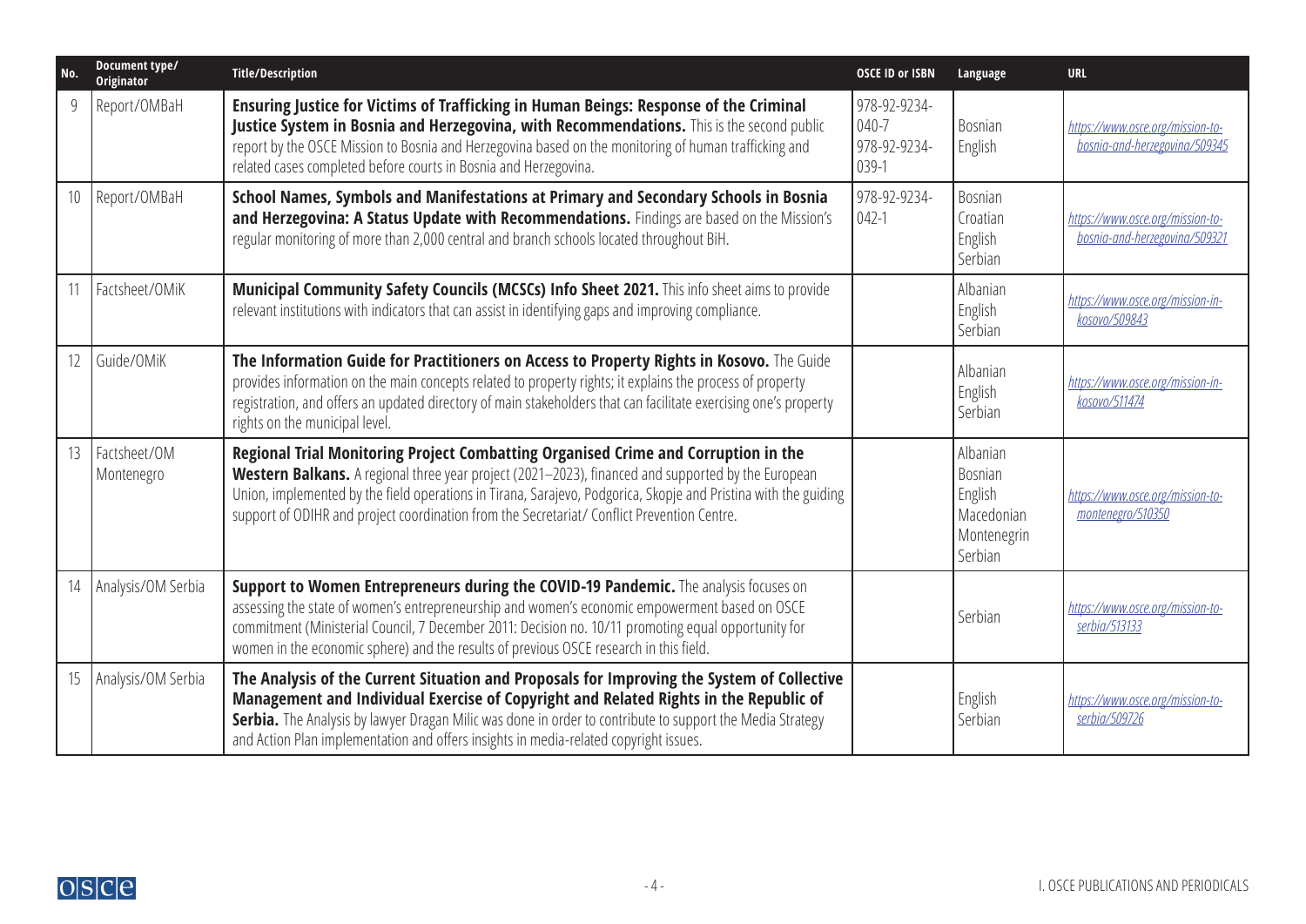| No. | Document type/ Originator | Title/Description | OSCE ID or ISBN | Language | URL |
|---|---|---|---|---|---|
| 9 | Report/OMBaH | **Ensuring Justice for Victims of Trafficking in Human Beings: Response of the Criminal Justice System in Bosnia and Herzegovina, with Recommendations.** This is the second public report by the OSCE Mission to Bosnia and Herzegovina based on the monitoring of human trafficking and related cases completed before courts in Bosnia and Herzegovina. | 978-92-9234-040-7 978-92-9234-039-1 | Bosnian English | *https://www.osce.org/mission-to-bosnia-and-herzegovina/509345* |
| 10 | Report/OMBaH | **School Names, Symbols and Manifestations at Primary and Secondary Schools in Bosnia and Herzegovina: A Status Update with Recommendations.** Findings are based on the Mission's regular monitoring of more than 2,000 central and branch schools located throughout BiH. | 978-92-9234-042-1 | Bosnian Croatian English Serbian | *https://www.osce.org/mission-to-bosnia-and-herzegovina/509321* |
| 11 | Factsheet/OMiK | **Municipal Community Safety Councils (MCSCs) Info Sheet 2021.** This info sheet aims to provide relevant institutions with indicators that can assist in identifying gaps and improving compliance. | | Albanian English Serbian | *https://www.osce.org/mission-in-kosovo/509843* |
| 12 | Guide/OMiK | **The Information Guide for Practitioners on Access to Property Rights in Kosovo.** The Guide provides information on the main concepts related to property rights; it explains the process of property registration, and offers an updated directory of main stakeholders that can facilitate exercising one's property rights on the municipal level. | | Albanian English Serbian | *https://www.osce.org/mission-in-kosovo/511474* |
| 13 | Factsheet/OM Montenegro | **Regional Trial Monitoring Project Combatting Organised Crime and Corruption in the Western Balkans.** A regional three year project (2021–2023), financed and supported by the European Union, implemented by the field operations in Tirana, Sarajevo, Podgorica, Skopje and Pristina with the guiding support of ODIHR and project coordination from the Secretariat/ Conflict Prevention Centre. | | Albanian Bosnian English Macedonian Montenegrin Serbian | *https://www.osce.org/mission-to-montenegro/510350* |
| 14 | Analysis/OM Serbia | **Support to Women Entrepreneurs during the COVID-19 Pandemic.** The analysis focuses on assessing the state of women's entrepreneurship and women's economic empowerment based on OSCE commitment (Ministerial Council, 7 December 2011: Decision no. 10/11 promoting equal opportunity for women in the economic sphere) and the results of previous OSCE research in this field. | | Serbian | *https://www.osce.org/mission-to-serbia/513133* |
| 15 | Analysis/OM Serbia | **The Analysis of the Current Situation and Proposals for Improving the System of Collective Management and Individual Exercise of Copyright and Related Rights in the Republic of Serbia.** The Analysis by lawyer Dragan Milic was done in order to contribute to support the Media Strategy and Action Plan implementation and offers insights in media-related copyright issues. | | English Serbian | *https://www.osce.org/mission-to-serbia/509726* |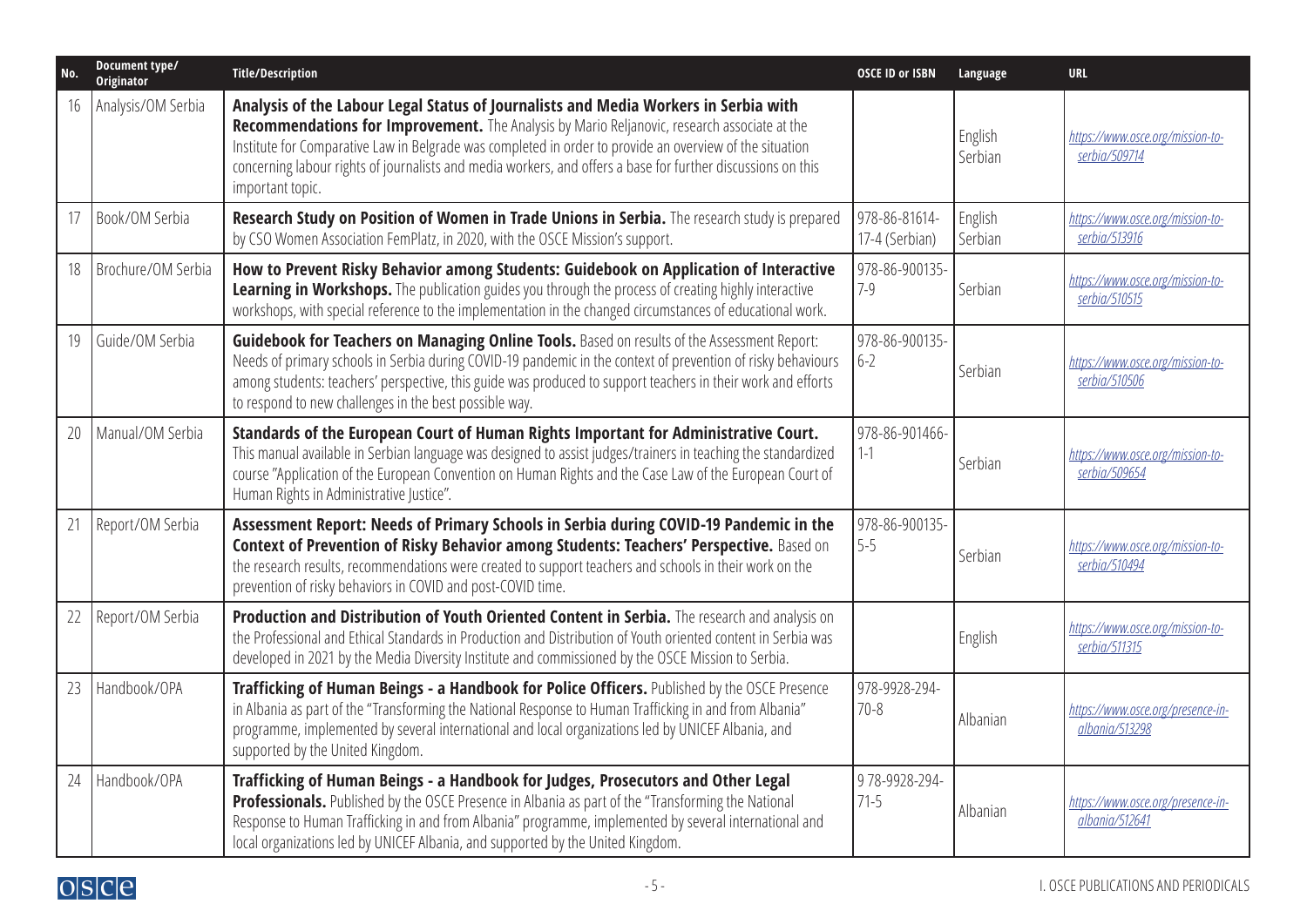| No. | Document type/ Originator | Title/Description | OSCE ID or ISBN | Language | URL |
|---|---|---|---|---|---|
| 16 | Analysis/OM Serbia | **Analysis of the Labour Legal Status of Journalists and Media Workers in Serbia with Recommendations for Improvement.** The Analysis by Mario Reljanovic, research associate at the Institute for Comparative Law in Belgrade was completed in order to provide an overview of the situation concerning labour rights of journalists and media workers, and offers a base for further discussions on this important topic. | | English Serbian | https://www.osce.org/mission-to-serbia/509714 |
| 17 | Book/OM Serbia | **Research Study on Position of Women in Trade Unions in Serbia.** The research study is prepared by CSO Women Association FemPlatz, in 2020, with the OSCE Mission's support. | 978-86-81614-17-4 (Serbian) | English Serbian | https://www.osce.org/mission-to-serbia/513916 |
| 18 | Brochure/OM Serbia | **How to Prevent Risky Behavior among Students: Guidebook on Application of Interactive Learning in Workshops.** The publication guides you through the process of creating highly interactive workshops, with special reference to the implementation in the changed circumstances of educational work. | 978-86-900135-7-9 | Serbian | https://www.osce.org/mission-to-serbia/510515 |
| 19 | Guide/OM Serbia | **Guidebook for Teachers on Managing Online Tools.** Based on results of the Assessment Report: Needs of primary schools in Serbia during COVID-19 pandemic in the context of prevention of risky behaviours among students: teachers' perspective, this guide was produced to support teachers in their work and efforts to respond to new challenges in the best possible way. | 978-86-900135-6-2 | Serbian | https://www.osce.org/mission-to-serbia/510506 |
| 20 | Manual/OM Serbia | **Standards of the European Court of Human Rights Important for Administrative Court.** This manual available in Serbian language was designed to assist judges/trainers in teaching the standardized course "Application of the European Convention on Human Rights and the Case Law of the European Court of Human Rights in Administrative Justice". | 978-86-901466-1-1 | Serbian | https://www.osce.org/mission-to-serbia/509654 |
| 21 | Report/OM Serbia | **Assessment Report: Needs of Primary Schools in Serbia during COVID-19 Pandemic in the Context of Prevention of Risky Behavior among Students: Teachers' Perspective.** Based on the research results, recommendations were created to support teachers and schools in their work on the prevention of risky behaviors in COVID and post-COVID time. | 978-86-900135-5-5 | Serbian | https://www.osce.org/mission-to-serbia/510494 |
| 22 | Report/OM Serbia | **Production and Distribution of Youth Oriented Content in Serbia.** The research and analysis on the Professional and Ethical Standards in Production and Distribution of Youth oriented content in Serbia was developed in 2021 by the Media Diversity Institute and commissioned by the OSCE Mission to Serbia. | | English | https://www.osce.org/mission-to-serbia/511315 |
| 23 | Handbook/OPA | **Trafficking of Human Beings - a Handbook for Police Officers.** Published by the OSCE Presence in Albania as part of the "Transforming the National Response to Human Trafficking in and from Albania" programme, implemented by several international and local organizations led by UNICEF Albania, and supported by the United Kingdom. | 978-9928-294-70-8 | Albanian | https://www.osce.org/presence-in-albania/513298 |
| 24 | Handbook/OPA | **Trafficking of Human Beings - a Handbook for Judges, Prosecutors and Other Legal Professionals.** Published by the OSCE Presence in Albania as part of the "Transforming the National Response to Human Trafficking in and from Albania" programme, implemented by several international and local organizations led by UNICEF Albania, and supported by the United Kingdom. | 9 78-9928-294-71-5 | Albanian | https://www.osce.org/presence-in-albania/512641 |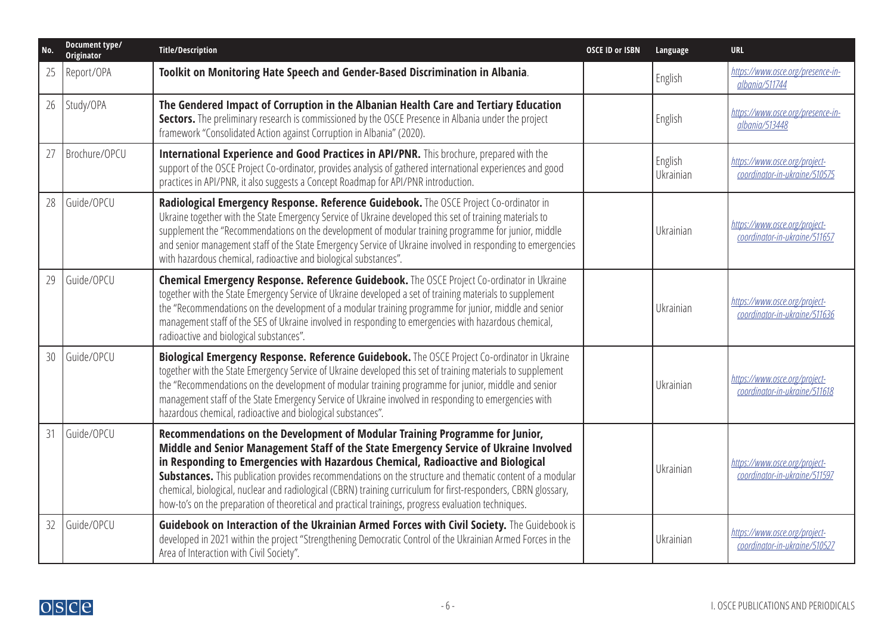| No. | Document type/ Originator | Title/Description | OSCE ID or ISBN | Language | URL |
|---|---|---|---|---|---|
| 25 | Report/OPA | **Toolkit on Monitoring Hate Speech and Gender-Based Discrimination in Albania**. | | English | *https://www.osce.org/presence-in-albania/511744* |
| 26 | Study/OPA | **The Gendered Impact of Corruption in the Albanian Health Care and Tertiary Education Sectors.** The preliminary research is commissioned by the OSCE Presence in Albania under the project framework "Consolidated Action against Corruption in Albania" (2020). | | English | *https://www.osce.org/presence-in-albania/513448* |
| 27 | Brochure/OPCU | **International Experience and Good Practices in API/PNR.** This brochure, prepared with the support of the OSCE Project Co-ordinator, provides analysis of gathered international experiences and good practices in API/PNR, it also suggests a Concept Roadmap for API/PNR introduction. | | English Ukrainian | *https://www.osce.org/project-coordinator-in-ukraine/510575* |
| 28 | Guide/OPCU | **Radiological Emergency Response. Reference Guidebook.** The OSCE Project Co-ordinator in Ukraine together with the State Emergency Service of Ukraine developed this set of training materials to supplement the "Recommendations on the development of modular training programme for junior, middle and senior management staff of the State Emergency Service of Ukraine involved in responding to emergencies with hazardous chemical, radioactive and biological substances". | | Ukrainian | *https://www.osce.org/project-coordinator-in-ukraine/511657* |
| 29 | Guide/OPCU | **Chemical Emergency Response. Reference Guidebook.** The OSCE Project Co-ordinator in Ukraine together with the State Emergency Service of Ukraine developed a set of training materials to supplement the "Recommendations on the development of a modular training programme for junior, middle and senior management staff of the SES of Ukraine involved in responding to emergencies with hazardous chemical, radioactive and biological substances". | | Ukrainian | *https://www.osce.org/project-coordinator-in-ukraine/511636* |
| 30 | Guide/OPCU | **Biological Emergency Response. Reference Guidebook.** The OSCE Project Co-ordinator in Ukraine together with the State Emergency Service of Ukraine developed this set of training materials to supplement the "Recommendations on the development of modular training programme for junior, middle and senior management staff of the State Emergency Service of Ukraine involved in responding to emergencies with hazardous chemical, radioactive and biological substances". | | Ukrainian | *https://www.osce.org/project-coordinator-in-ukraine/511618* |
| 31 | Guide/OPCU | **Recommendations on the Development of Modular Training Programme for Junior, Middle and Senior Management Staff of the State Emergency Service of Ukraine Involved in Responding to Emergencies with Hazardous Chemical, Radioactive and Biological Substances.** This publication provides recommendations on the structure and thematic content of a modular chemical, biological, nuclear and radiological (CBRN) training curriculum for first-responders, CBRN glossary, how-to's on the preparation of theoretical and practical trainings, progress evaluation techniques. | | Ukrainian | *https://www.osce.org/project-coordinator-in-ukraine/511597* |
| 32 | Guide/OPCU | **Guidebook on Interaction of the Ukrainian Armed Forces with Civil Society.** The Guidebook is developed in 2021 within the project "Strengthening Democratic Control of the Ukrainian Armed Forces in the Area of Interaction with Civil Society". | | Ukrainian | *https://www.osce.org/project-coordinator-in-ukraine/510527* |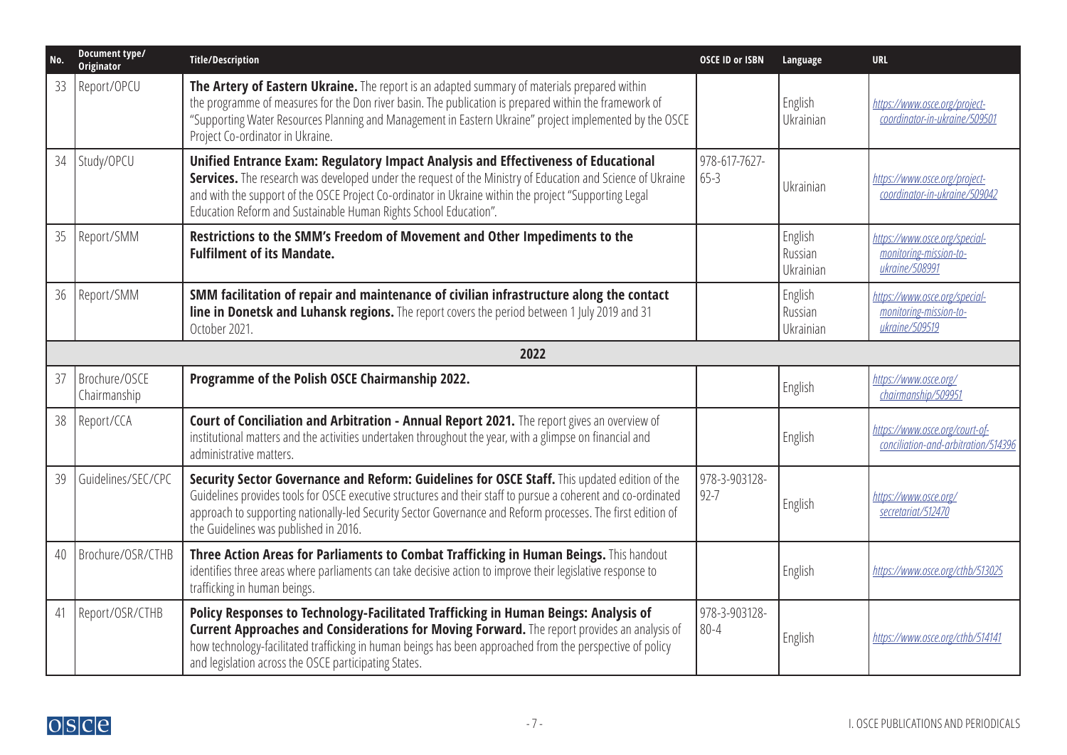| No. | Document type/ Originator | Title/Description | OSCE ID or ISBN | Language | URL |
|---|---|---|---|---|---|
| 33 | Report/OPCU | **The Artery of Eastern Ukraine.** The report is an adapted summary of materials prepared within the programme of measures for the Don river basin. The publication is prepared within the framework of "Supporting Water Resources Planning and Management in Eastern Ukraine" project implemented by the OSCE Project Co-ordinator in Ukraine. | | English Ukrainian | https://www.osce.org/project-coordinator-in-ukraine/509501 |
| 34 | Study/OPCU | **Unified Entrance Exam: Regulatory Impact Analysis and Effectiveness of Educational Services.** The research was developed under the request of the Ministry of Education and Science of Ukraine and with the support of the OSCE Project Co-ordinator in Ukraine within the project "Supporting Legal Education Reform and Sustainable Human Rights School Education". | 978-617-7627-65-3 | Ukrainian | https://www.osce.org/project-coordinator-in-ukraine/509042 |
| 35 | Report/SMM | **Restrictions to the SMM's Freedom of Movement and Other Impediments to the Fulfilment of its Mandate.** | | English Russian Ukrainian | https://www.osce.org/special-monitoring-mission-to-ukraine/508991 |
| 36 | Report/SMM | **SMM facilitation of repair and maintenance of civilian infrastructure along the contact line in Donetsk and Luhansk regions.** The report covers the period between 1 July 2019 and 31 October 2021. | | English Russian Ukrainian | https://www.osce.org/special-monitoring-mission-to-ukraine/509519 |
| | | **2022** | | | |
| 37 | Brochure/OSCE Chairmanship | **Programme of the Polish OSCE Chairmanship 2022.** | | English | https://www.osce.org/chairmanship/509951 |
| 38 | Report/CCA | **Court of Conciliation and Arbitration - Annual Report 2021.** The report gives an overview of institutional matters and the activities undertaken throughout the year, with a glimpse on financial and administrative matters. | | English | https://www.osce.org/court-of-conciliation-and-arbitration/514396 |
| 39 | Guidelines/SEC/CPC | **Security Sector Governance and Reform: Guidelines for OSCE Staff.** This updated edition of the Guidelines provides tools for OSCE executive structures and their staff to pursue a coherent and co-ordinated approach to supporting nationally-led Security Sector Governance and Reform processes. The first edition of the Guidelines was published in 2016. | 978-3-903128-92-7 | English | https://www.osce.org/secretariat/512470 |
| 40 | Brochure/OSR/CTHB | **Three Action Areas for Parliaments to Combat Trafficking in Human Beings.** This handout identifies three areas where parliaments can take decisive action to improve their legislative response to trafficking in human beings. | | English | https://www.osce.org/cthb/513025 |
| 41 | Report/OSR/CTHB | **Policy Responses to Technology-Facilitated Trafficking in Human Beings: Analysis of Current Approaches and Considerations for Moving Forward.** The report provides an analysis of how technology-facilitated trafficking in human beings has been approached from the perspective of policy and legislation across the OSCE participating States. | 978-3-903128-80-4 | English | https://www.osce.org/cthb/514141 |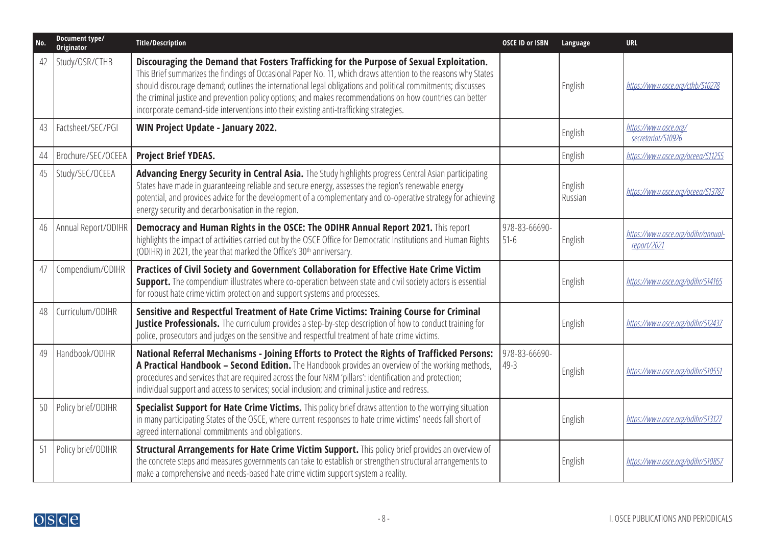| No. | Document type/ Originator | Title/Description | OSCE ID or ISBN | Language | URL |
|---|---|---|---|---|---|
| 42 | Study/OSR/CTHB | **Discouraging the Demand that Fosters Trafficking for the Purpose of Sexual Exploitation.** This Brief summarizes the findings of Occasional Paper No. 11, which draws attention to the reasons why States should discourage demand; outlines the international legal obligations and political commitments; discusses the criminal justice and prevention policy options; and makes recommendations on how countries can better incorporate demand-side interventions into their existing anti-trafficking strategies. | | English | https://www.osce.org/cthb/510278 |
| 43 | Factsheet/SEC/PGI | **WIN Project Update - January 2022.** | | English | https://www.osce.org/secretariat/510926 |
| 44 | Brochure/SEC/OCEEA | **Project Brief YDEAS.** | | English | https://www.osce.org/oceea/511255 |
| 45 | Study/SEC/OCEEA | **Advancing Energy Security in Central Asia.** The Study highlights progress Central Asian participating States have made in guaranteeing reliable and secure energy, assesses the region's renewable energy potential, and provides advice for the development of a complementary and co-operative strategy for achieving energy security and decarbonisation in the region. | | English Russian | https://www.osce.org/oceea/513787 |
| 46 | Annual Report/ODIHR | **Democracy and Human Rights in the OSCE: The ODIHR Annual Report 2021.** This report highlights the impact of activities carried out by the OSCE Office for Democratic Institutions and Human Rights (ODIHR) in 2021, the year that marked the Office's 30th anniversary. | 978-83-66690-51-6 | English | https://www.osce.org/odihr/annual-report/2021 |
| 47 | Compendium/ODIHR | **Practices of Civil Society and Government Collaboration for Effective Hate Crime Victim Support.** The compendium illustrates where co-operation between state and civil society actors is essential for robust hate crime victim protection and support systems and processes. | | English | https://www.osce.org/odihr/514165 |
| 48 | Curriculum/ODIHR | **Sensitive and Respectful Treatment of Hate Crime Victims: Training Course for Criminal Justice Professionals.** The curriculum provides a step-by-step description of how to conduct training for police, prosecutors and judges on the sensitive and respectful treatment of hate crime victims. | | English | https://www.osce.org/odihr/512437 |
| 49 | Handbook/ODIHR | **National Referral Mechanisms - Joining Efforts to Protect the Rights of Trafficked Persons: A Practical Handbook – Second Edition.** The Handbook provides an overview of the working methods, procedures and services that are required across the four NRM 'pillars': identification and protection; individual support and access to services; social inclusion; and criminal justice and redress. | 978-83-66690-49-3 | English | https://www.osce.org/odihr/510551 |
| 50 | Policy brief/ODIHR | **Specialist Support for Hate Crime Victims.** This policy brief draws attention to the worrying situation in many participating States of the OSCE, where current responses to hate crime victims' needs fall short of agreed international commitments and obligations. | | English | https://www.osce.org/odihr/513127 |
| 51 | Policy brief/ODIHR | **Structural Arrangements for Hate Crime Victim Support.** This policy brief provides an overview of the concrete steps and measures governments can take to establish or strengthen structural arrangements to make a comprehensive and needs-based hate crime victim support system a reality. | | English | https://www.osce.org/odihr/510857 |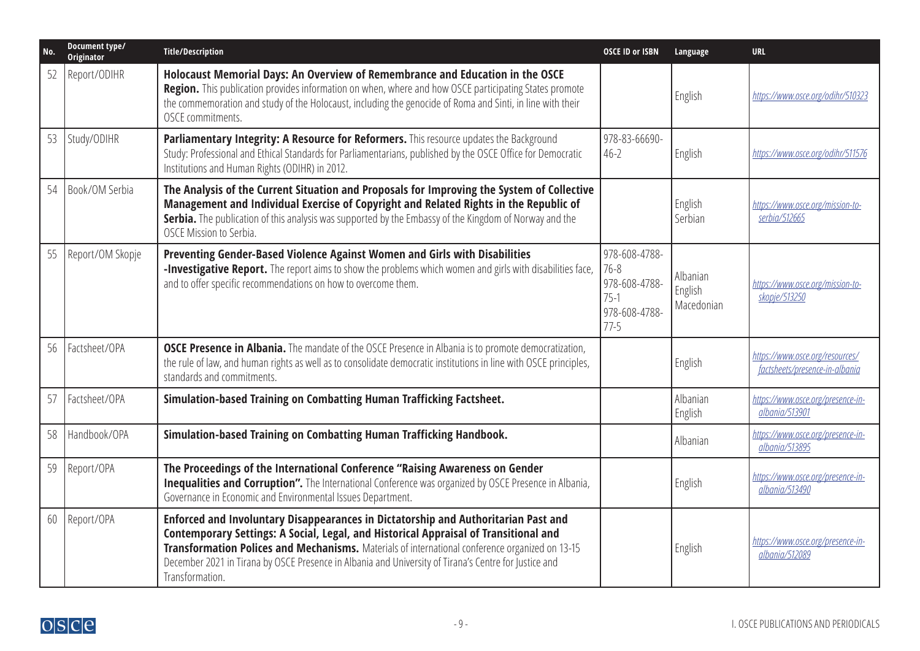| No. | Document type/ Originator | Title/Description | OSCE ID or ISBN | Language | URL |
|---|---|---|---|---|---|
| 52 | Report/ODIHR | **Holocaust Memorial Days: An Overview of Remembrance and Education in the OSCE Region.** This publication provides information on when, where and how OSCE participating States promote the commemoration and study of the Holocaust, including the genocide of Roma and Sinti, in line with their OSCE commitments. | | English | *https://www.osce.org/odihr/510323* |
| 53 | Study/ODIHR | **Parliamentary Integrity: A Resource for Reformers.** This resource updates the Background Study: Professional and Ethical Standards for Parliamentarians, published by the OSCE Office for Democratic Institutions and Human Rights (ODIHR) in 2012. | 978-83-66690-46-2 | English | *https://www.osce.org/odihr/511576* |
| 54 | Book/OM Serbia | **The Analysis of the Current Situation and Proposals for Improving the System of Collective Management and Individual Exercise of Copyright and Related Rights in the Republic of Serbia.** The publication of this analysis was supported by the Embassy of the Kingdom of Norway and the OSCE Mission to Serbia. | | English<br>Serbian | *https://www.osce.org/mission-to-serbia/512665* |
| 55 | Report/OM Skopje | **Preventing Gender-Based Violence Against Women and Girls with Disabilities -Investigative Report.** The report aims to show the problems which women and girls with disabilities face, and to offer specific recommendations on how to overcome them. | 978-608-4788-76-8<br>978-608-4788-75-1<br>978-608-4788-77-5 | Albanian<br>English<br>Macedonian | *https://www.osce.org/mission-to-skopje/513250* |
| 56 | Factsheet/OPA | **OSCE Presence in Albania.** The mandate of the OSCE Presence in Albania is to promote democratization, the rule of law, and human rights as well as to consolidate democratic institutions in line with OSCE principles, standards and commitments. | | English | *https://www.osce.org/resources/factsheets/presence-in-albania* |
| 57 | Factsheet/OPA | **Simulation-based Training on Combatting Human Trafficking Factsheet.** | | Albanian<br>English | *https://www.osce.org/presence-in-albania/513901* |
| 58 | Handbook/OPA | **Simulation-based Training on Combatting Human Trafficking Handbook.** | | Albanian | *https://www.osce.org/presence-in-albania/513895* |
| 59 | Report/OPA | **The Proceedings of the International Conference "Raising Awareness on Gender Inequalities and Corruption".** The International Conference was organized by OSCE Presence in Albania, Governance in Economic and Environmental Issues Department. | | English | *https://www.osce.org/presence-in-albania/513490* |
| 60 | Report/OPA | **Enforced and Involuntary Disappearances in Dictatorship and Authoritarian Past and Contemporary Settings: A Social, Legal, and Historical Appraisal of Transitional and Transformation Polices and Mechanisms.** Materials of international conference organized on 13-15 December 2021 in Tirana by OSCE Presence in Albania and University of Tirana's Centre for Justice and Transformation. | | English | *https://www.osce.org/presence-in-albania/512089* |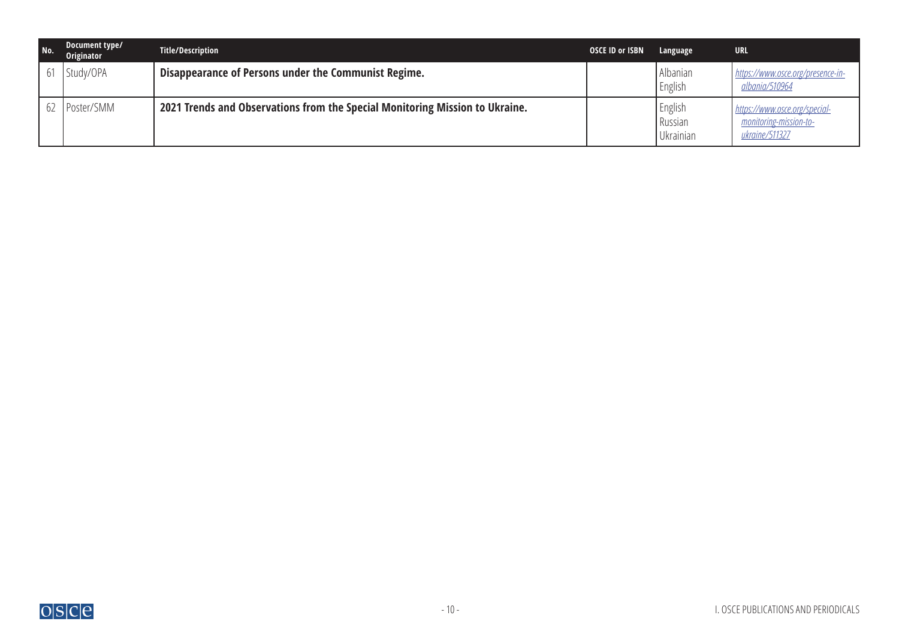| No. | Document type/ Originator | Title/Description | OSCE ID or ISBN | Language | URL |
|---|---|---|---|---|---|
| 61 | Study/OPA | **Disappearance of Persons under the Communist Regime.** | | Albanian<br>English | *https://www.osce.org/presence-in-albania/510964* |
| 62 | Poster/SMM | **2021 Trends and Observations from the Special Monitoring Mission to Ukraine.** | | English<br>Russian<br>Ukrainian | *https://www.osce.org/special-monitoring-mission-to-ukraine/511327* |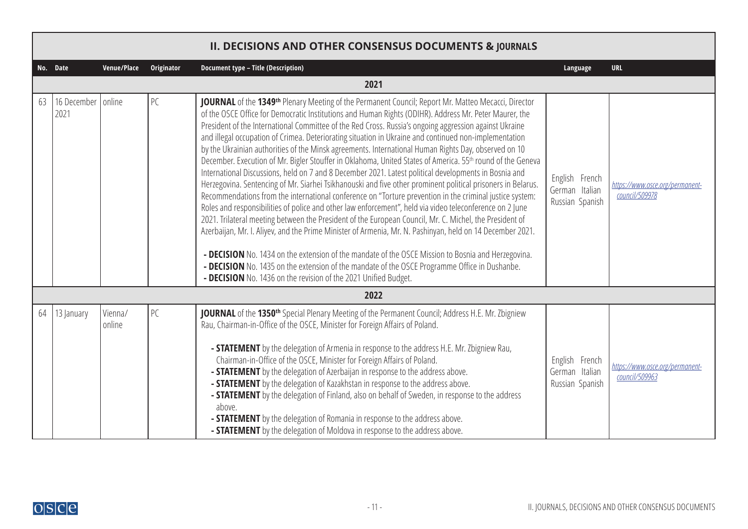## II. DECISIONS AND OTHER CONSENSUS DOCUMENTS & JOURNALS

| No. | Date | Venue/Place | Originator | Document type – Title (Description) | Language | URL |
|---|---|---|---|---|---|---|
| | | | | **2021** | | |
| 63 | 16 December 2021 | online | PC | **JOURNAL** of the **1349th** Plenary Meeting of the Permanent Council; Report Mr. Matteo Mecacci, Director of the OSCE Office for Democratic Institutions and Human Rights (ODIHR). Address Mr. Peter Maurer, the President of the International Committee of the Red Cross. Russia's ongoing aggression against Ukraine and illegal occupation of Crimea. Deteriorating situation in Ukraine and continued non-implementation by the Ukrainian authorities of the Minsk agreements. International Human Rights Day, observed on 10 December. Execution of Mr. Bigler Stouffer in Oklahoma, United States of America. 55th round of the Geneva International Discussions, held on 7 and 8 December 2021. Latest political developments in Bosnia and Herzegovina. Sentencing of Mr. Siarhei Tsikhanouski and five other prominent political prisoners in Belarus. Recommendations from the international conference on "Torture prevention in the criminal justice system: Roles and responsibilities of police and other law enforcement", held via video teleconference on 2 June 2021. Trilateral meeting between the President of the European Council, Mr. C. Michel, the President of Azerbaijan, Mr. I. Aliyev, and the Prime Minister of Armenia, Mr. N. Pashinyan, held on 14 December 2021.<br><br>- **DECISION** No. 1434 on the extension of the mandate of the OSCE Mission to Bosnia and Herzegovina.<br>- **DECISION** No. 1435 on the extension of the mandate of the OSCE Programme Office in Dushanbe.<br>- **DECISION** No. 1436 on the revision of the 2021 Unified Budget. | English French German Italian Russian Spanish | *https://www.osce.org/permanent-council/509978* |
| | | | | **2022** | | |
| 64 | 13 January | Vienna/ online | PC | **JOURNAL** of the **1350th** Special Plenary Meeting of the Permanent Council; Address H.E. Mr. Zbigniew Rau, Chairman-in-Office of the OSCE, Minister for Foreign Affairs of Poland.<br><br>- **STATEMENT** by the delegation of Armenia in response to the address H.E. Mr. Zbigniew Rau, Chairman-in-Office of the OSCE, Minister for Foreign Affairs of Poland.<br>- **STATEMENT** by the delegation of Azerbaijan in response to the address above.<br>- **STATEMENT** by the delegation of Kazakhstan in response to the address above.<br>- **STATEMENT** by the delegation of Finland, also on behalf of Sweden, in response to the address above.<br>- **STATEMENT** by the delegation of Romania in response to the address above.<br>- **STATEMENT** by the delegation of Moldova in response to the address above. | English French German Italian Russian Spanish | *https://www.osce.org/permanent-council/509963* |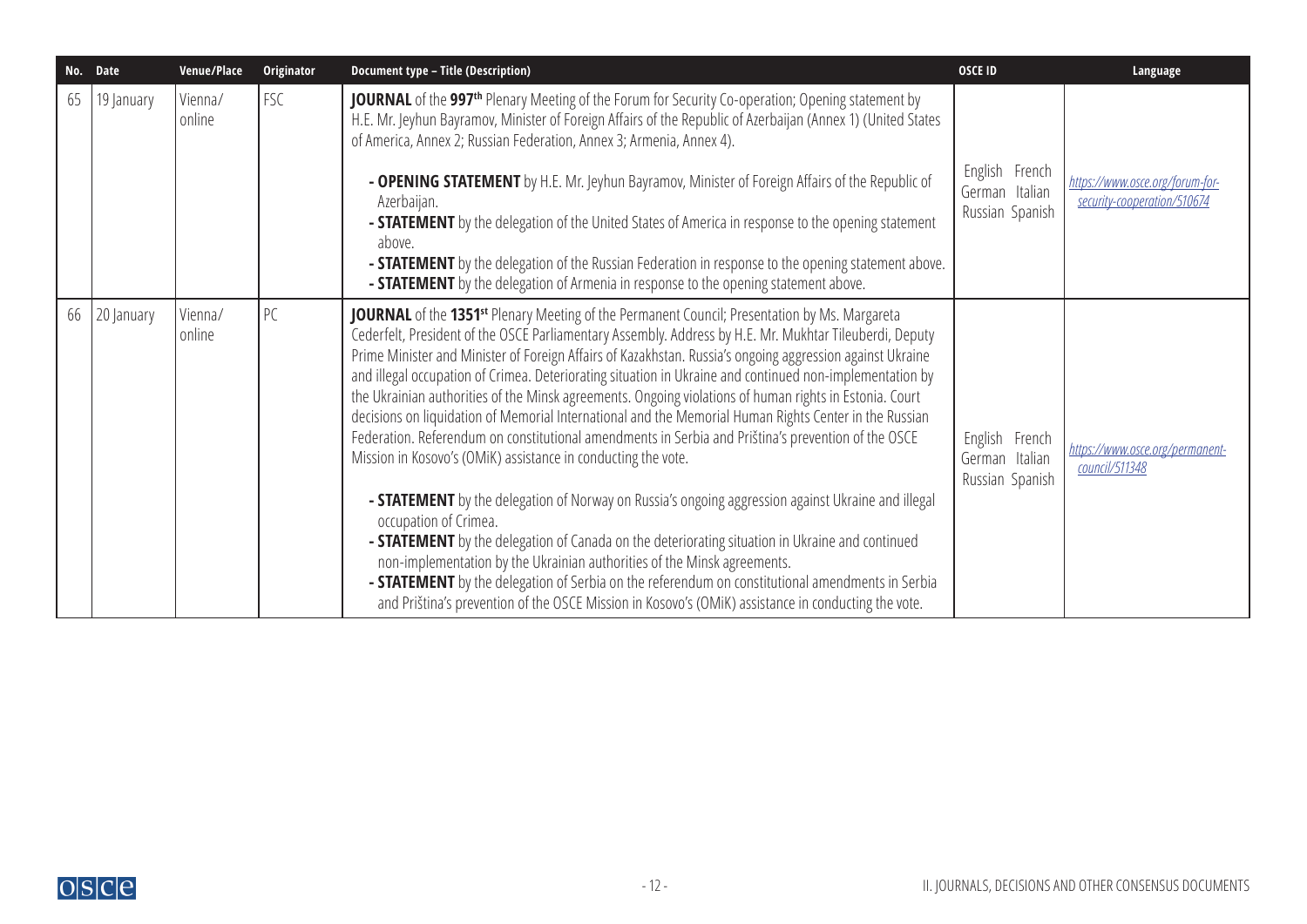| No. | Date | Venue/Place | Originator | Document type – Title (Description) | OSCE ID | Language |
|---|---|---|---|---|---|---|
| 65 | 19 January | Vienna/ online | FSC | **JOURNAL** of the **997th** Plenary Meeting of the Forum for Security Co-operation; Opening statement by H.E. Mr. Jeyhun Bayramov, Minister of Foreign Affairs of the Republic of Azerbaijan (Annex 1) (United States of America, Annex 2; Russian Federation, Annex 3; Armenia, Annex 4).<br><br>- **OPENING STATEMENT** by H.E. Mr. Jeyhun Bayramov, Minister of Foreign Affairs of the Republic of Azerbaijan.<br>- **STATEMENT** by the delegation of the United States of America in response to the opening statement above.<br>- **STATEMENT** by the delegation of the Russian Federation in response to the opening statement above.<br>- **STATEMENT** by the delegation of Armenia in response to the opening statement above. | English French German Italian Russian Spanish | *https://www.osce.org/forum-for-security-cooperation/510674* |
| 66 | 20 January | Vienna/ online | PC | **JOURNAL** of the **1351st** Plenary Meeting of the Permanent Council; Presentation by Ms. Margareta Cederfelt, President of the OSCE Parliamentary Assembly. Address by H.E. Mr. Mukhtar Tileuberdi, Deputy Prime Minister and Minister of Foreign Affairs of Kazakhstan. Russia's ongoing aggression against Ukraine and illegal occupation of Crimea. Deteriorating situation in Ukraine and continued non-implementation by the Ukrainian authorities of the Minsk agreements. Ongoing violations of human rights in Estonia. Court decisions on liquidation of Memorial International and the Memorial Human Rights Center in the Russian Federation. Referendum on constitutional amendments in Serbia and Priština's prevention of the OSCE Mission in Kosovo's (OMiK) assistance in conducting the vote.<br><br>- **STATEMENT** by the delegation of Norway on Russia's ongoing aggression against Ukraine and illegal occupation of Crimea.<br>- **STATEMENT** by the delegation of Canada on the deteriorating situation in Ukraine and continued non-implementation by the Ukrainian authorities of the Minsk agreements.<br>- **STATEMENT** by the delegation of Serbia on the referendum on constitutional amendments in Serbia and Priština's prevention of the OSCE Mission in Kosovo's (OMiK) assistance in conducting the vote. | English French German Italian Russian Spanish | *https://www.osce.org/permanent-council/511348* |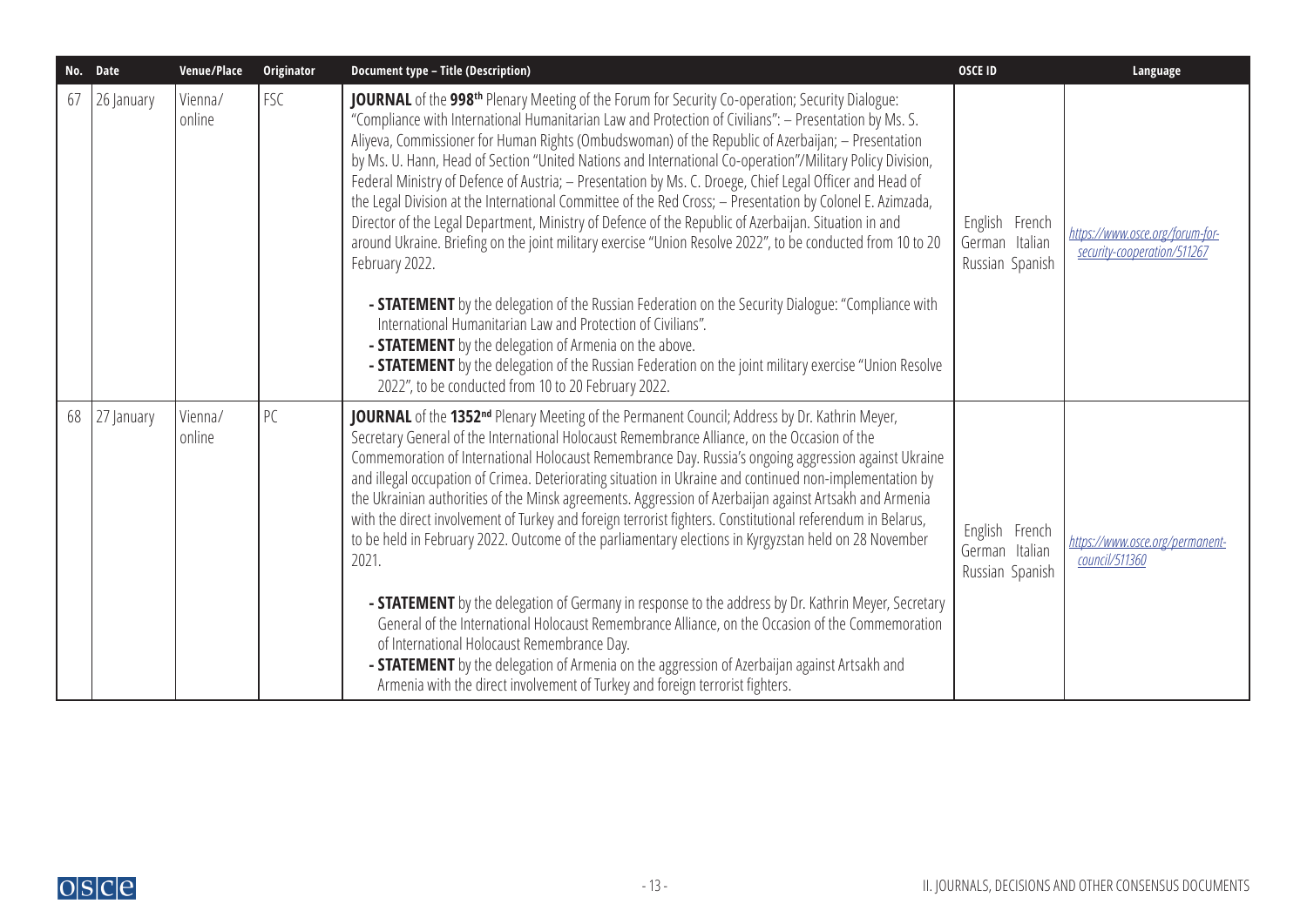| No. | Date | Venue/Place | Originator | Document type – Title (Description) | OSCE ID | Language |
|---|---|---|---|---|---|---|
| 67 | 26 January | Vienna/ online | FSC | **JOURNAL** of the **998th** Plenary Meeting of the Forum for Security Co-operation; Security Dialogue: "Compliance with International Humanitarian Law and Protection of Civilians": – Presentation by Ms. S. Aliyeva, Commissioner for Human Rights (Ombudswoman) of the Republic of Azerbaijan; – Presentation by Ms. U. Hann, Head of Section "United Nations and International Co-operation"/Military Policy Division, Federal Ministry of Defence of Austria; – Presentation by Ms. C. Droege, Chief Legal Officer and Head of the Legal Division at the International Committee of the Red Cross; – Presentation by Colonel E. Azimzada, Director of the Legal Department, Ministry of Defence of the Republic of Azerbaijan. Situation in and around Ukraine. Briefing on the joint military exercise "Union Resolve 2022", to be conducted from 10 to 20 February 2022.<br><br>- **STATEMENT** by the delegation of the Russian Federation on the Security Dialogue: "Compliance with International Humanitarian Law and Protection of Civilians".<br>- **STATEMENT** by the delegation of Armenia on the above.<br>- **STATEMENT** by the delegation of the Russian Federation on the joint military exercise "Union Resolve 2022", to be conducted from 10 to 20 February 2022. | English French German Italian Russian Spanish | https://www.osce.org/forum-for-security-cooperation/511267 |
| 68 | 27 January | Vienna/ online | PC | **JOURNAL** of the **1352nd** Plenary Meeting of the Permanent Council; Address by Dr. Kathrin Meyer, Secretary General of the International Holocaust Remembrance Alliance, on the Occasion of the Commemoration of International Holocaust Remembrance Day. Russia's ongoing aggression against Ukraine and illegal occupation of Crimea. Deteriorating situation in Ukraine and continued non-implementation by the Ukrainian authorities of the Minsk agreements. Aggression of Azerbaijan against Artsakh and Armenia with the direct involvement of Turkey and foreign terrorist fighters. Constitutional referendum in Belarus, to be held in February 2022. Outcome of the parliamentary elections in Kyrgyzstan held on 28 November 2021.<br><br>- **STATEMENT** by the delegation of Germany in response to the address by Dr. Kathrin Meyer, Secretary General of the International Holocaust Remembrance Alliance, on the Occasion of the Commemoration of International Holocaust Remembrance Day.<br>- **STATEMENT** by the delegation of Armenia on the aggression of Azerbaijan against Artsakh and Armenia with the direct involvement of Turkey and foreign terrorist fighters. | English French German Italian Russian Spanish | https://www.osce.org/permanent-council/511360 |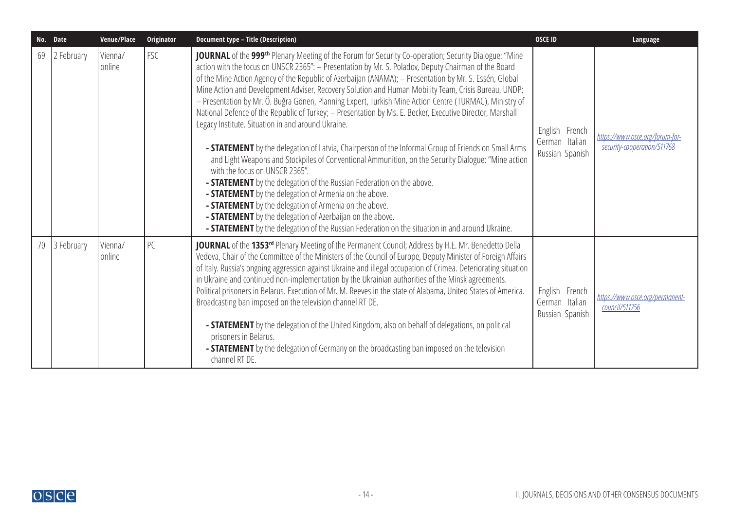| No. | Date | Venue/Place | Originator | Document type – Title (Description) | OSCE ID | Language |
|---|---|---|---|---|---|---|
| 69 | 2 February | Vienna/ online | FSC | **JOURNAL** of the **999th** Plenary Meeting of the Forum for Security Co-operation; Security Dialogue: "Mine action with the focus on UNSCR 2365": – Presentation by Mr. S. Poladov, Deputy Chairman of the Board of the Mine Action Agency of the Republic of Azerbaijan (ANAMA); – Presentation by Mr. S. Essén, Global Mine Action and Development Adviser, Recovery Solution and Human Mobility Team, Crisis Bureau, UNDP; – Presentation by Mr. Ö. Buğra Gönen, Planning Expert, Turkish Mine Action Centre (TURMAC), Ministry of National Defence of the Republic of Turkey; – Presentation by Ms. E. Becker, Executive Director, Marshall Legacy Institute. Situation in and around Ukraine.<br>- **STATEMENT** by the delegation of Latvia, Chairperson of the Informal Group of Friends on Small Arms and Light Weapons and Stockpiles of Conventional Ammunition, on the Security Dialogue: "Mine action with the focus on UNSCR 2365".<br>- **STATEMENT** by the delegation of the Russian Federation on the above.<br>- **STATEMENT** by the delegation of Armenia on the above.<br>- **STATEMENT** by the delegation of Armenia on the above.<br>- **STATEMENT** by the delegation of Azerbaijan on the above.<br>- **STATEMENT** by the delegation of the Russian Federation on the situation in and around Ukraine. | English French German Italian Russian Spanish | https://www.osce.org/forum-for-security-cooperation/511768 |
| 70 | 3 February | Vienna/ online | PC | **JOURNAL** of the **1353rd** Plenary Meeting of the Permanent Council; Address by H.E. Mr. Benedetto Della Vedova, Chair of the Committee of the Ministers of the Council of Europe, Deputy Minister of Foreign Affairs of Italy. Russia's ongoing aggression against Ukraine and illegal occupation of Crimea. Deteriorating situation in Ukraine and continued non-implementation by the Ukrainian authorities of the Minsk agreements. Political prisoners in Belarus. Execution of Mr. M. Reeves in the state of Alabama, United States of America. Broadcasting ban imposed on the television channel RT DE.<br>- **STATEMENT** by the delegation of the United Kingdom, also on behalf of delegations, on political prisoners in Belarus.<br>- **STATEMENT** by the delegation of Germany on the broadcasting ban imposed on the television channel RT DE. | English French German Italian Russian Spanish | https://www.osce.org/permanent-council/511756 |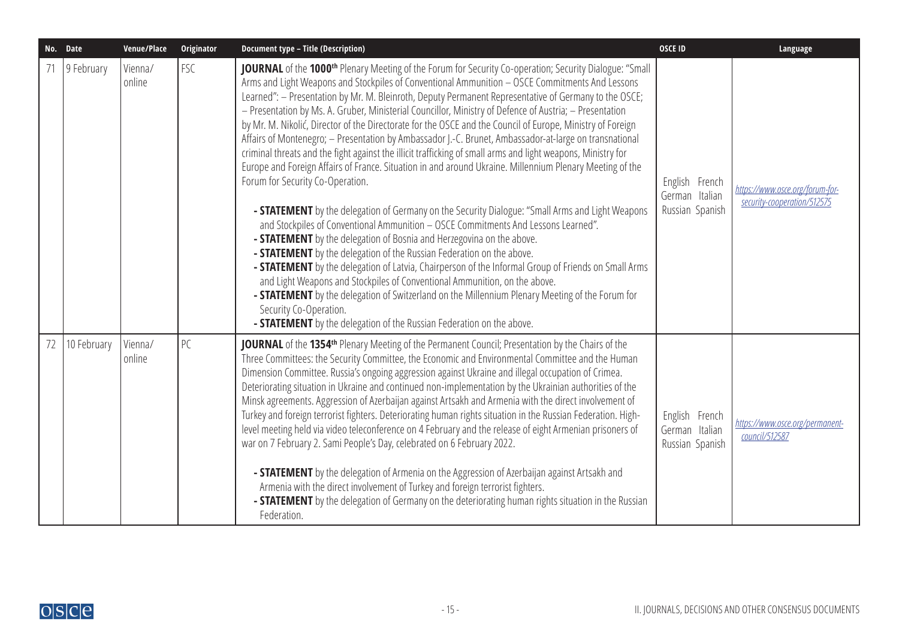| No. | Date | Venue/Place | Originator | Document type – Title (Description) | OSCE ID | Language |
|---|---|---|---|---|---|---|
| 71 | 9 February | Vienna/ online | FSC | **JOURNAL** of the **1000th** Plenary Meeting of the Forum for Security Co-operation; Security Dialogue: "Small Arms and Light Weapons and Stockpiles of Conventional Ammunition – OSCE Commitments And Lessons Learned": – Presentation by Mr. M. Bleinroth, Deputy Permanent Representative of Germany to the OSCE; – Presentation by Ms. A. Gruber, Ministerial Councillor, Ministry of Defence of Austria; – Presentation by Mr. M. Nikolić, Director of the Directorate for the OSCE and the Council of Europe, Ministry of Foreign Affairs of Montenegro; – Presentation by Ambassador J.-C. Brunet, Ambassador-at-large on transnational criminal threats and the fight against the illicit trafficking of small arms and light weapons, Ministry for Europe and Foreign Affairs of France. Situation in and around Ukraine. Millennium Plenary Meeting of the Forum for Security Co-Operation.<br><br>**- STATEMENT** by the delegation of Germany on the Security Dialogue: "Small Arms and Light Weapons and Stockpiles of Conventional Ammunition – OSCE Commitments And Lessons Learned".<br>**- STATEMENT** by the delegation of Bosnia and Herzegovina on the above.<br>**- STATEMENT** by the delegation of the Russian Federation on the above.<br>**- STATEMENT** by the delegation of Latvia, Chairperson of the Informal Group of Friends on Small Arms and Light Weapons and Stockpiles of Conventional Ammunition, on the above.<br>**- STATEMENT** by the delegation of Switzerland on the Millennium Plenary Meeting of the Forum for Security Co-Operation.<br>**- STATEMENT** by the delegation of the Russian Federation on the above. | English French German Italian Russian Spanish | *https://www.osce.org/forum-for-security-cooperation/512575* |
| 72 | 10 February | Vienna/ online | PC | **JOURNAL** of the **1354th** Plenary Meeting of the Permanent Council; Presentation by the Chairs of the Three Committees: the Security Committee, the Economic and Environmental Committee and the Human Dimension Committee. Russia's ongoing aggression against Ukraine and illegal occupation of Crimea. Deteriorating situation in Ukraine and continued non-implementation by the Ukrainian authorities of the Minsk agreements. Aggression of Azerbaijan against Artsakh and Armenia with the direct involvement of Turkey and foreign terrorist fighters. Deteriorating human rights situation in the Russian Federation. High-level meeting held via video teleconference on 4 February and the release of eight Armenian prisoners of war on 7 February 2. Sami People's Day, celebrated on 6 February 2022.<br><br>**- STATEMENT** by the delegation of Armenia on the Aggression of Azerbaijan against Artsakh and Armenia with the direct involvement of Turkey and foreign terrorist fighters.<br>**- STATEMENT** by the delegation of Germany on the deteriorating human rights situation in the Russian Federation. | English French German Italian Russian Spanish | *https://www.osce.org/permanent-council/512587* |

II. JOURNALS, DECISIONS AND OTHER CONSENSUS DOCUMENTS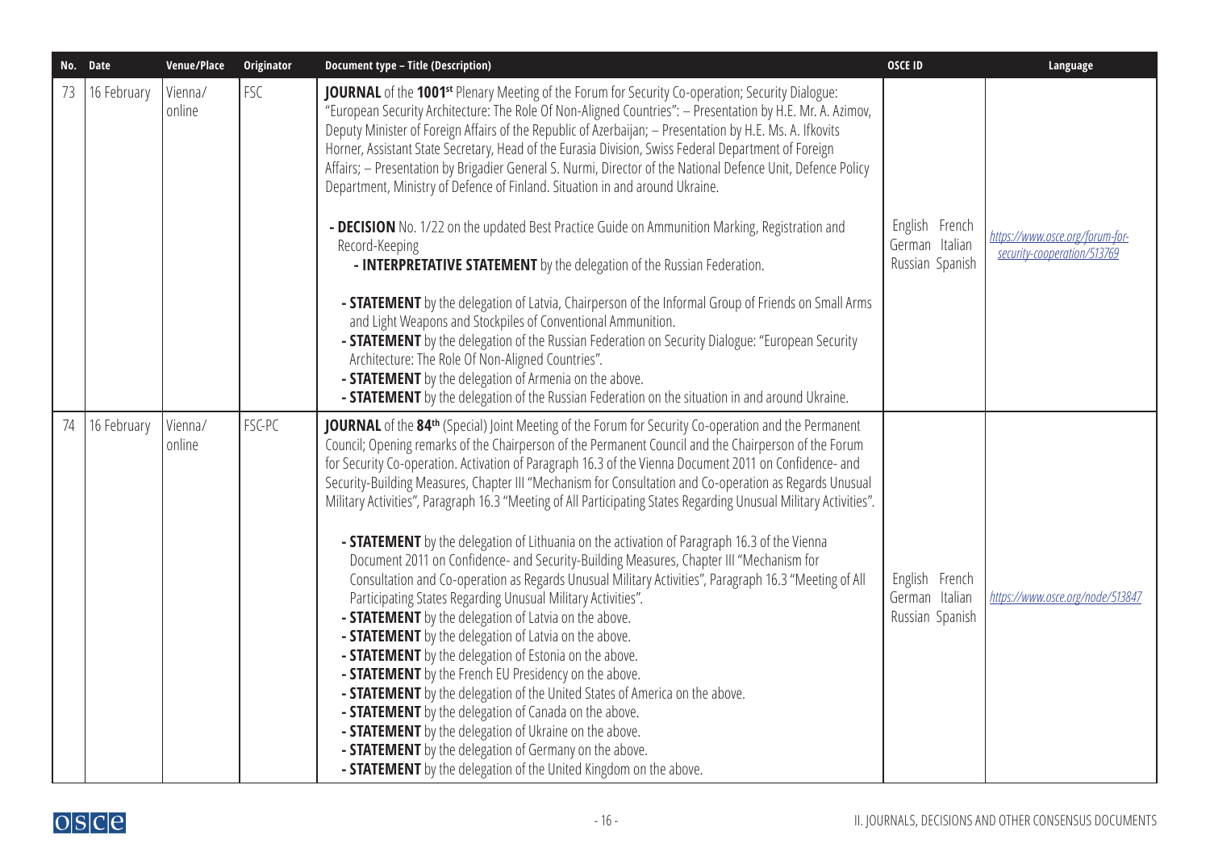| No. | Date | Venue/Place | Originator | Document type – Title (Description) | OSCE ID | Language |
|---|---|---|---|---|---|---|
| 73 | 16 February | Vienna/ online | FSC | **JOURNAL** of the **1001st** Plenary Meeting of the Forum for Security Co-operation; Security Dialogue: "European Security Architecture: The Role Of Non-Aligned Countries": – Presentation by H.E. Mr. A. Azimov, Deputy Minister of Foreign Affairs of the Republic of Azerbaijan; – Presentation by H.E. Ms. A. Ifkovits Horner, Assistant State Secretary, Head of the Eurasia Division, Swiss Federal Department of Foreign Affairs; – Presentation by Brigadier General S. Nurmi, Director of the National Defence Unit, Defence Policy Department, Ministry of Defence of Finland. Situation in and around Ukraine.<br><br>**- DECISION** No. 1/22 on the updated Best Practice Guide on Ammunition Marking, Registration and Record-Keeping<br>**- INTERPRETATIVE STATEMENT** by the delegation of the Russian Federation.<br><br>**- STATEMENT** by the delegation of Latvia, Chairperson of the Informal Group of Friends on Small Arms and Light Weapons and Stockpiles of Conventional Ammunition.<br>**- STATEMENT** by the delegation of the Russian Federation on Security Dialogue: "European Security Architecture: The Role Of Non-Aligned Countries".<br>**- STATEMENT** by the delegation of Armenia on the above.<br>**- STATEMENT** by the delegation of the Russian Federation on the situation in and around Ukraine. | English French German Italian Russian Spanish | https://www.osce.org/forum-for-security-cooperation/513769 |
| 74 | 16 February | Vienna/ online | FSC-PC | **JOURNAL** of the **84th** (Special) Joint Meeting of the Forum for Security Co-operation and the Permanent Council; Opening remarks of the Chairperson of the Permanent Council and the Chairperson of the Forum for Security Co-operation. Activation of Paragraph 16.3 of the Vienna Document 2011 on Confidence- and Security-Building Measures, Chapter III "Mechanism for Consultation and Co-operation as Regards Unusual Military Activities", Paragraph 16.3 "Meeting of All Participating States Regarding Unusual Military Activities".<br><br>**- STATEMENT** by the delegation of Lithuania on the activation of Paragraph 16.3 of the Vienna Document 2011 on Confidence- and Security-Building Measures, Chapter III "Mechanism for Consultation and Co-operation as Regards Unusual Military Activities", Paragraph 16.3 "Meeting of All Participating States Regarding Unusual Military Activities".<br>**- STATEMENT** by the delegation of Latvia on the above.<br>**- STATEMENT** by the delegation of Latvia on the above.<br>**- STATEMENT** by the delegation of Estonia on the above.<br>**- STATEMENT** by the French EU Presidency on the above.<br>**- STATEMENT** by the delegation of the United States of America on the above.<br>**- STATEMENT** by the delegation of Canada on the above.<br>**- STATEMENT** by the delegation of Ukraine on the above.<br>**- STATEMENT** by the delegation of Germany on the above.<br>**- STATEMENT** by the delegation of the United Kingdom on the above. | English French German Italian Russian Spanish | https://www.osce.org/node/513847 |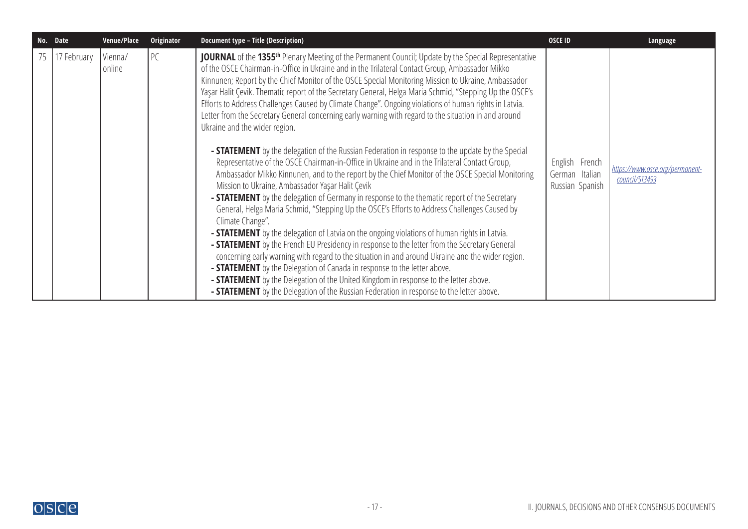| No. | Date | Venue/Place | Originator | Document type – Title (Description) | OSCE ID | Language |
|---|---|---|---|---|---|---|
| 75 | 17 February | Vienna/ online | PC | **JOURNAL** of the **1355th** Plenary Meeting of the Permanent Council; Update by the Special Representative of the OSCE Chairman-in-Office in Ukraine and in the Trilateral Contact Group, Ambassador Mikko Kinnunen; Report by the Chief Monitor of the OSCE Special Monitoring Mission to Ukraine, Ambassador Yaşar Halit Çevik. Thematic report of the Secretary General, Helga Maria Schmid, "Stepping Up the OSCE's Efforts to Address Challenges Caused by Climate Change". Ongoing violations of human rights in Latvia. Letter from the Secretary General concerning early warning with regard to the situation in and around Ukraine and the wider region.<br><br>- **STATEMENT** by the delegation of the Russian Federation in response to the update by the Special Representative of the OSCE Chairman-in-Office in Ukraine and in the Trilateral Contact Group, Ambassador Mikko Kinnunen, and to the report by the Chief Monitor of the OSCE Special Monitoring Mission to Ukraine, Ambassador Yaşar Halit Çevik<br>- **STATEMENT** by the delegation of Germany in response to the thematic report of the Secretary General, Helga Maria Schmid, "Stepping Up the OSCE's Efforts to Address Challenges Caused by Climate Change".<br>- **STATEMENT** by the delegation of Latvia on the ongoing violations of human rights in Latvia.<br>- **STATEMENT** by the French EU Presidency in response to the letter from the Secretary General concerning early warning with regard to the situation in and around Ukraine and the wider region.<br>- **STATEMENT** by the Delegation of Canada in response to the letter above.<br>- **STATEMENT** by the Delegation of the United Kingdom in response to the letter above.<br>- **STATEMENT** by the Delegation of the Russian Federation in response to the letter above. | English French German Italian Russian Spanish | *https://www.osce.org/permanent-council/513493* |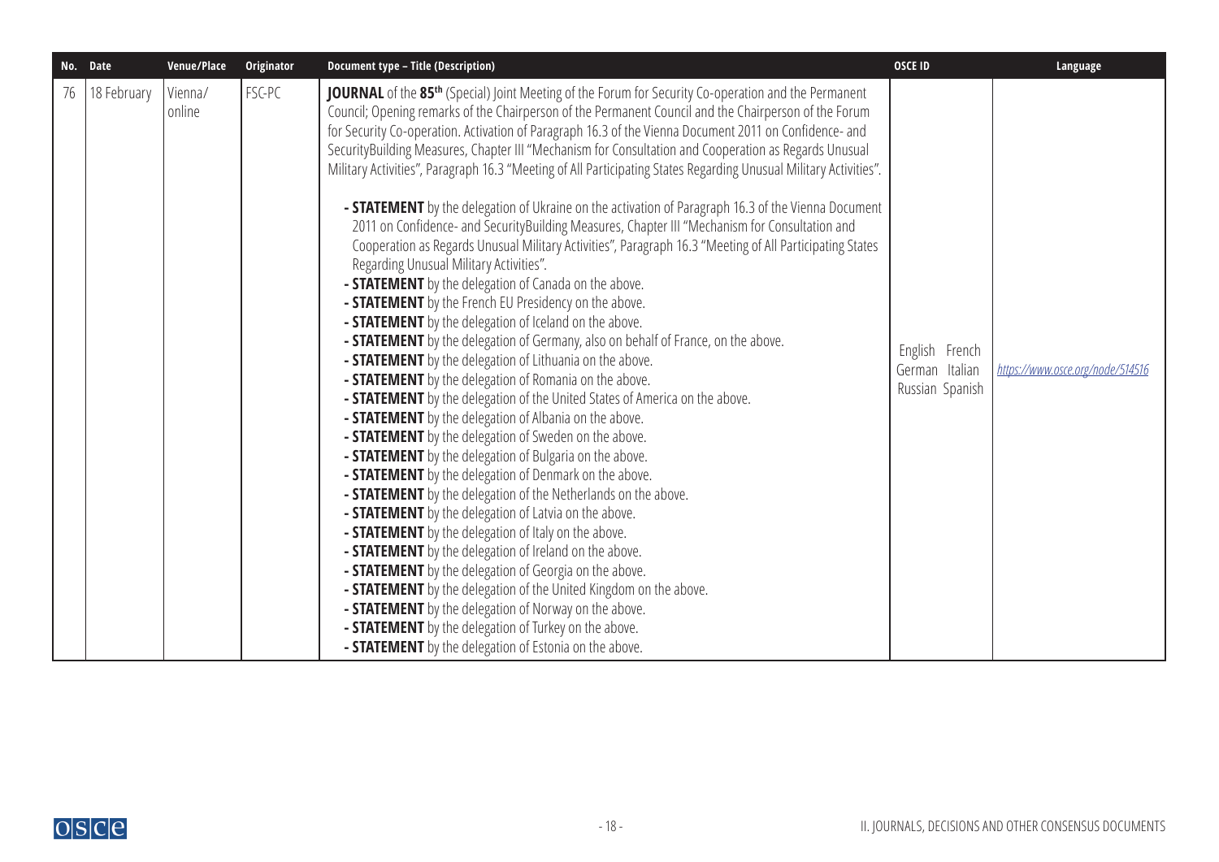| No. | Date | Venue/Place | Originator | Document type – Title (Description) | OSCE ID | Language |
|---|---|---|---|---|---|---|
| 76 | 18 February | Vienna/ online | FSC-PC | **JOURNAL** of the **85th** (Special) Joint Meeting of the Forum for Security Co-operation and the Permanent Council; Opening remarks of the Chairperson of the Permanent Council and the Chairperson of the Forum for Security Co-operation. Activation of Paragraph 16.3 of the Vienna Document 2011 on Confidence- and SecurityBuilding Measures, Chapter III "Mechanism for Consultation and Cooperation as Regards Unusual Military Activities", Paragraph 16.3 "Meeting of All Participating States Regarding Unusual Military Activities".<br><br>**- STATEMENT** by the delegation of Ukraine on the activation of Paragraph 16.3 of the Vienna Document 2011 on Confidence- and SecurityBuilding Measures, Chapter III "Mechanism for Consultation and Cooperation as Regards Unusual Military Activities", Paragraph 16.3 "Meeting of All Participating States Regarding Unusual Military Activities".<br>**- STATEMENT** by the delegation of Canada on the above.<br>**- STATEMENT** by the French EU Presidency on the above.<br>**- STATEMENT** by the delegation of Iceland on the above.<br>**- STATEMENT** by the delegation of Germany, also on behalf of France, on the above.<br>**- STATEMENT** by the delegation of Lithuania on the above.<br>**- STATEMENT** by the delegation of Romania on the above.<br>**- STATEMENT** by the delegation of the United States of America on the above.<br>**- STATEMENT** by the delegation of Albania on the above.<br>**- STATEMENT** by the delegation of Sweden on the above.<br>**- STATEMENT** by the delegation of Bulgaria on the above.<br>**- STATEMENT** by the delegation of Denmark on the above.<br>**- STATEMENT** by the delegation of the Netherlands on the above.<br>**- STATEMENT** by the delegation of Latvia on the above.<br>**- STATEMENT** by the delegation of Italy on the above.<br>**- STATEMENT** by the delegation of Ireland on the above.<br>**- STATEMENT** by the delegation of Georgia on the above.<br>**- STATEMENT** by the delegation of the United Kingdom on the above.<br>**- STATEMENT** by the delegation of Norway on the above.<br>**- STATEMENT** by the delegation of Turkey on the above.<br>**- STATEMENT** by the delegation of Estonia on the above. | English French German Italian Russian Spanish | *https://www.osce.org/node/514516* |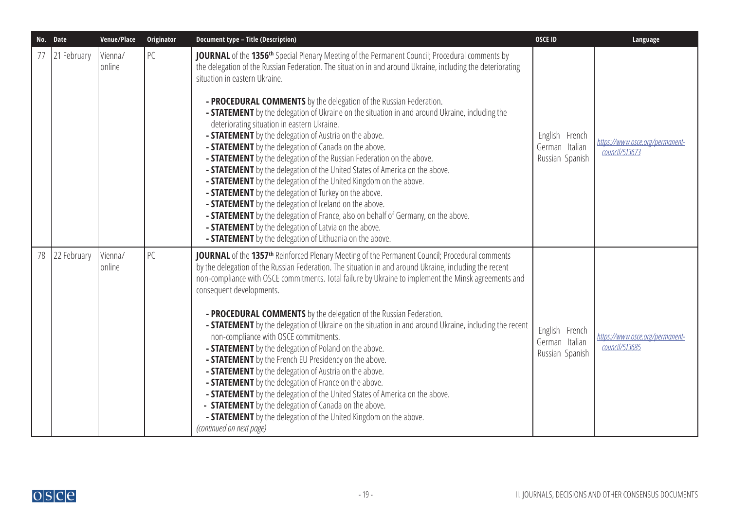| No. | Date | Venue/Place | Originator | Document type – Title (Description) | OSCE ID | Language |
|---|---|---|---|---|---|---|
| 77 | 21 February | Vienna/ online | PC | **JOURNAL** of the **1356th** Special Plenary Meeting of the Permanent Council; Procedural comments by the delegation of the Russian Federation. The situation in and around Ukraine, including the deteriorating situation in eastern Ukraine.<br><br>- **PROCEDURAL COMMENTS** by the delegation of the Russian Federation.<br>- **STATEMENT** by the delegation of Ukraine on the situation in and around Ukraine, including the deteriorating situation in eastern Ukraine.<br>- **STATEMENT** by the delegation of Austria on the above.<br>- **STATEMENT** by the delegation of Canada on the above.<br>- **STATEMENT** by the delegation of the Russian Federation on the above.<br>- **STATEMENT** by the delegation of the United States of America on the above.<br>- **STATEMENT** by the delegation of the United Kingdom on the above.<br>- **STATEMENT** by the delegation of Turkey on the above.<br>- **STATEMENT** by the delegation of Iceland on the above.<br>- **STATEMENT** by the delegation of France, also on behalf of Germany, on the above.<br>- **STATEMENT** by the delegation of Latvia on the above.<br>- **STATEMENT** by the delegation of Lithuania on the above. | English French German Italian Russian Spanish | https://www.osce.org/permanent-council/513673 |
| 78 | 22 February | Vienna/ online | PC | **JOURNAL** of the **1357th** Reinforced Plenary Meeting of the Permanent Council; Procedural comments by the delegation of the Russian Federation. The situation in and around Ukraine, including the recent non-compliance with OSCE commitments. Total failure by Ukraine to implement the Minsk agreements and consequent developments.<br><br>- **PROCEDURAL COMMENTS** by the delegation of the Russian Federation.<br>- **STATEMENT** by the delegation of Ukraine on the situation in and around Ukraine, including the recent non-compliance with OSCE commitments.<br>- **STATEMENT** by the delegation of Poland on the above.<br>- **STATEMENT** by the French EU Presidency on the above.<br>- **STATEMENT** by the delegation of Austria on the above.<br>- **STATEMENT** by the delegation of France on the above.<br>- **STATEMENT** by the delegation of the United States of America on the above.<br>- **STATEMENT** by the delegation of Canada on the above.<br>- **STATEMENT** by the delegation of the United Kingdom on the above.<br>*(continued on next page)* | English French German Italian Russian Spanish | https://www.osce.org/permanent-council/513685 |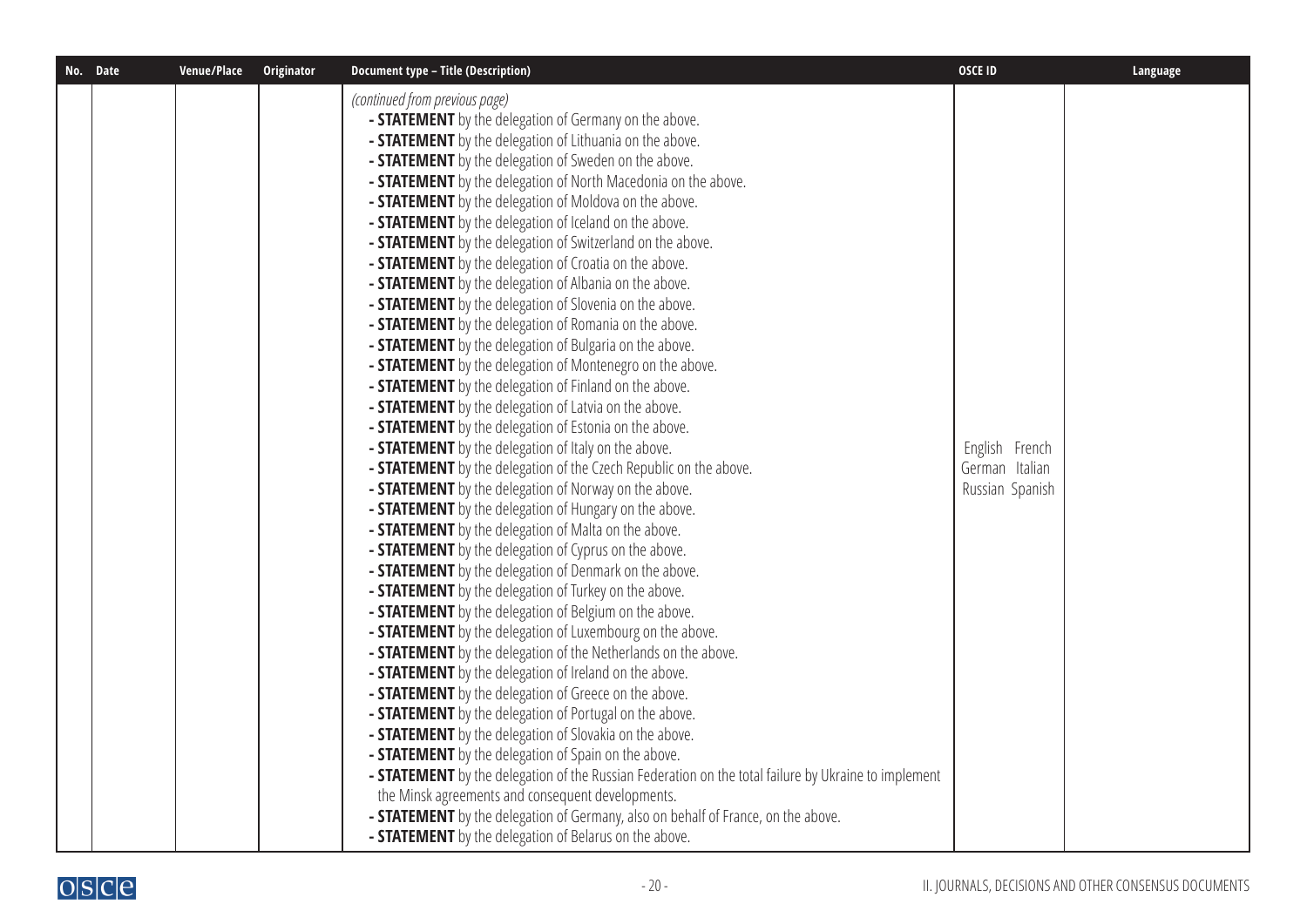| No. | Date | Venue/Place | Originator | Document type – Title (Description) | OSCE ID | Language |
|---|---|---|---|---|---|---|
| | | | | *(continued from previous page)*<br>- **STATEMENT** by the delegation of Germany on the above.<br>- **STATEMENT** by the delegation of Lithuania on the above.<br>- **STATEMENT** by the delegation of Sweden on the above.<br>- **STATEMENT** by the delegation of North Macedonia on the above.<br>- **STATEMENT** by the delegation of Moldova on the above.<br>- **STATEMENT** by the delegation of Iceland on the above.<br>- **STATEMENT** by the delegation of Switzerland on the above.<br>- **STATEMENT** by the delegation of Croatia on the above.<br>- **STATEMENT** by the delegation of Albania on the above.<br>- **STATEMENT** by the delegation of Slovenia on the above.<br>- **STATEMENT** by the delegation of Romania on the above.<br>- **STATEMENT** by the delegation of Bulgaria on the above.<br>- **STATEMENT** by the delegation of Montenegro on the above.<br>- **STATEMENT** by the delegation of Finland on the above.<br>- **STATEMENT** by the delegation of Latvia on the above.<br>- **STATEMENT** by the delegation of Estonia on the above.<br>- **STATEMENT** by the delegation of Italy on the above.<br>- **STATEMENT** by the delegation of the Czech Republic on the above.<br>- **STATEMENT** by the delegation of Norway on the above.<br>- **STATEMENT** by the delegation of Hungary on the above.<br>- **STATEMENT** by the delegation of Malta on the above.<br>- **STATEMENT** by the delegation of Cyprus on the above.<br>- **STATEMENT** by the delegation of Denmark on the above.<br>- **STATEMENT** by the delegation of Turkey on the above.<br>- **STATEMENT** by the delegation of Belgium on the above.<br>- **STATEMENT** by the delegation of Luxembourg on the above.<br>- **STATEMENT** by the delegation of the Netherlands on the above.<br>- **STATEMENT** by the delegation of Ireland on the above.<br>- **STATEMENT** by the delegation of Greece on the above.<br>- **STATEMENT** by the delegation of Portugal on the above.<br>- **STATEMENT** by the delegation of Slovakia on the above.<br>- **STATEMENT** by the delegation of Spain on the above.<br>- **STATEMENT** by the delegation of the Russian Federation on the total failure by Ukraine to implement the Minsk agreements and consequent developments.<br>- **STATEMENT** by the delegation of Germany, also on behalf of France, on the above.<br>- **STATEMENT** by the delegation of Belarus on the above. | English French German Italian Russian Spanish | |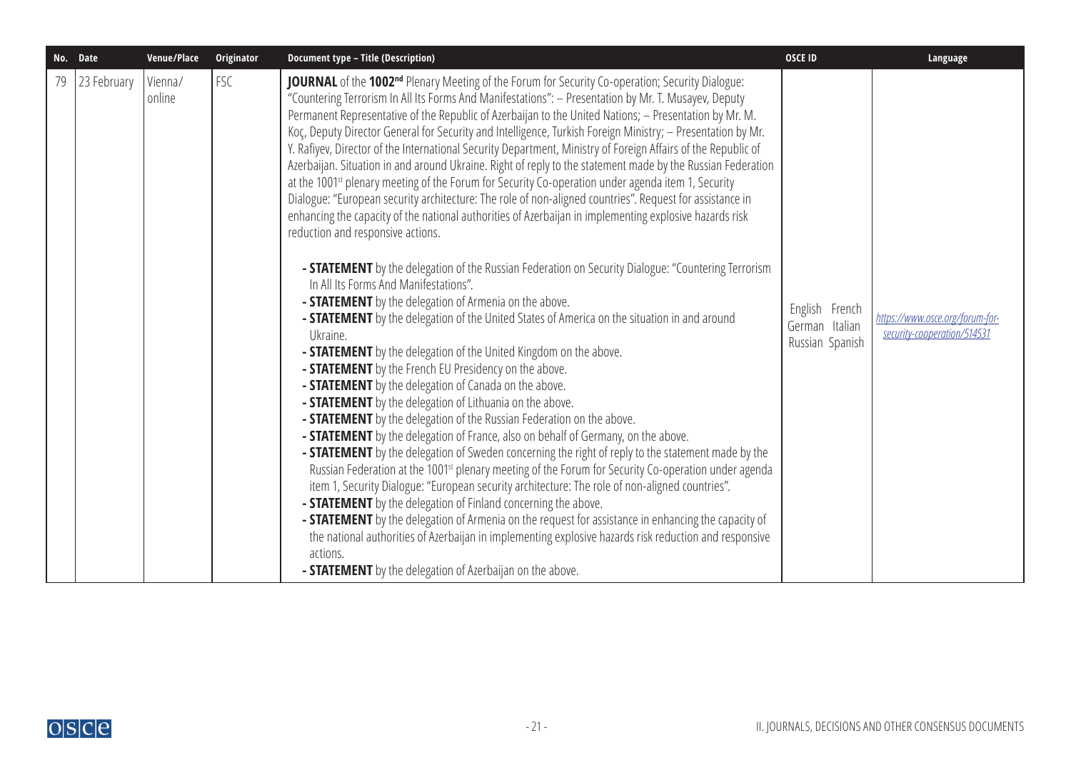| No. | Date | Venue/Place | Originator | Document type – Title (Description) | OSCE ID | Language |
|---|---|---|---|---|---|---|
| 79 | 23 February | Vienna/ online | FSC | **JOURNAL** of the **1002nd** Plenary Meeting of the Forum for Security Co-operation; Security Dialogue: "Countering Terrorism In All Its Forms And Manifestations": – Presentation by Mr. T. Musayev, Deputy Permanent Representative of the Republic of Azerbaijan to the United Nations; – Presentation by Mr. M. Koç, Deputy Director General for Security and Intelligence, Turkish Foreign Ministry; – Presentation by Mr. Y. Rafiyev, Director of the International Security Department, Ministry of Foreign Affairs of the Republic of Azerbaijan. Situation in and around Ukraine. Right of reply to the statement made by the Russian Federation at the 1001st plenary meeting of the Forum for Security Co-operation under agenda item 1, Security Dialogue: "European security architecture: The role of non-aligned countries". Request for assistance in enhancing the capacity of the national authorities of Azerbaijan in implementing explosive hazards risk reduction and responsive actions.<br><br>- **STATEMENT** by the delegation of the Russian Federation on Security Dialogue: "Countering Terrorism In All Its Forms And Manifestations".<br>- **STATEMENT** by the delegation of Armenia on the above.<br>- **STATEMENT** by the delegation of the United States of America on the situation in and around Ukraine.<br>- **STATEMENT** by the delegation of the United Kingdom on the above.<br>- **STATEMENT** by the French EU Presidency on the above.<br>- **STATEMENT** by the delegation of Canada on the above.<br>- **STATEMENT** by the delegation of Lithuania on the above.<br>- **STATEMENT** by the delegation of the Russian Federation on the above.<br>- **STATEMENT** by the delegation of France, also on behalf of Germany, on the above.<br>- **STATEMENT** by the delegation of Sweden concerning the right of reply to the statement made by the Russian Federation at the 1001st plenary meeting of the Forum for Security Co-operation under agenda item 1, Security Dialogue: "European security architecture: The role of non-aligned countries".<br>- **STATEMENT** by the delegation of Finland concerning the above.<br>- **STATEMENT** by the delegation of Armenia on the request for assistance in enhancing the capacity of the national authorities of Azerbaijan in implementing explosive hazards risk reduction and responsive actions.<br>- **STATEMENT** by the delegation of Azerbaijan on the above. | English French German Italian Russian Spanish | *https://www.osce.org/forum-for-security-cooperation/514531* |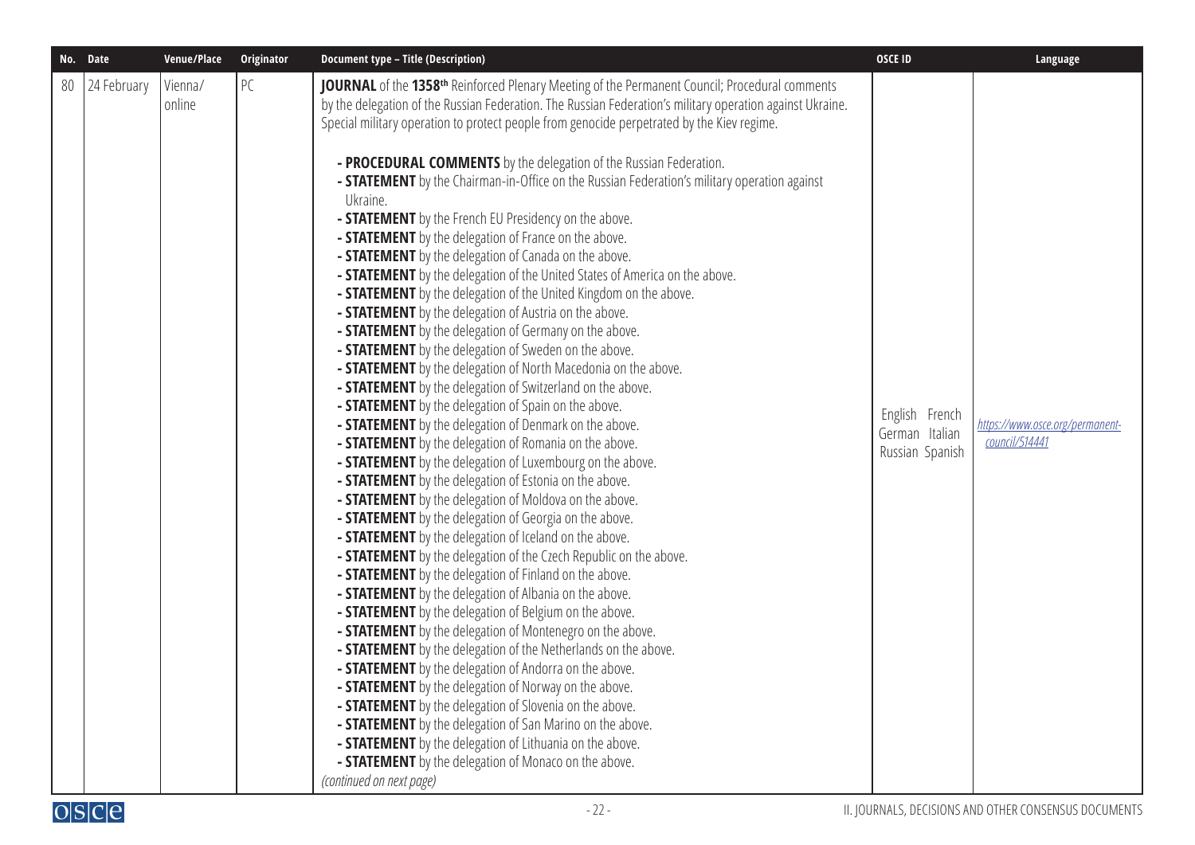| No. | Date | Venue/Place | Originator | Document type – Title (Description) | OSCE ID | Language |
|---|---|---|---|---|---|---|
| 80 | 24 February | Vienna/ online | PC | **JOURNAL** of the **1358th** Reinforced Plenary Meeting of the Permanent Council; Procedural comments by the delegation of the Russian Federation. The Russian Federation's military operation against Ukraine. Special military operation to protect people from genocide perpetrated by the Kiev regime.<br><br>- **PROCEDURAL COMMENTS** by the delegation of the Russian Federation.<br>- **STATEMENT** by the Chairman-in-Office on the Russian Federation's military operation against Ukraine.<br>- **STATEMENT** by the French EU Presidency on the above.<br>- **STATEMENT** by the delegation of France on the above.<br>- **STATEMENT** by the delegation of Canada on the above.<br>- **STATEMENT** by the delegation of the United States of America on the above.<br>- **STATEMENT** by the delegation of the United Kingdom on the above.<br>- **STATEMENT** by the delegation of Austria on the above.<br>- **STATEMENT** by the delegation of Germany on the above.<br>- **STATEMENT** by the delegation of Sweden on the above.<br>- **STATEMENT** by the delegation of North Macedonia on the above.<br>- **STATEMENT** by the delegation of Switzerland on the above.<br>- **STATEMENT** by the delegation of Spain on the above.<br>- **STATEMENT** by the delegation of Denmark on the above.<br>- **STATEMENT** by the delegation of Romania on the above.<br>- **STATEMENT** by the delegation of Luxembourg on the above.<br>- **STATEMENT** by the delegation of Estonia on the above.<br>- **STATEMENT** by the delegation of Moldova on the above.<br>- **STATEMENT** by the delegation of Georgia on the above.<br>- **STATEMENT** by the delegation of Iceland on the above.<br>- **STATEMENT** by the delegation of the Czech Republic on the above.<br>- **STATEMENT** by the delegation of Finland on the above.<br>- **STATEMENT** by the delegation of Albania on the above.<br>- **STATEMENT** by the delegation of Belgium on the above.<br>- **STATEMENT** by the delegation of Montenegro on the above.<br>- **STATEMENT** by the delegation of the Netherlands on the above.<br>- **STATEMENT** by the delegation of Andorra on the above.<br>- **STATEMENT** by the delegation of Norway on the above.<br>- **STATEMENT** by the delegation of Slovenia on the above.<br>- **STATEMENT** by the delegation of San Marino on the above.<br>- **STATEMENT** by the delegation of Lithuania on the above.<br>- **STATEMENT** by the delegation of Monaco on the above.<br>*(continued on next page)* | English French German Italian Russian Spanish | *https://www.osce.org/permanent-council/514441* |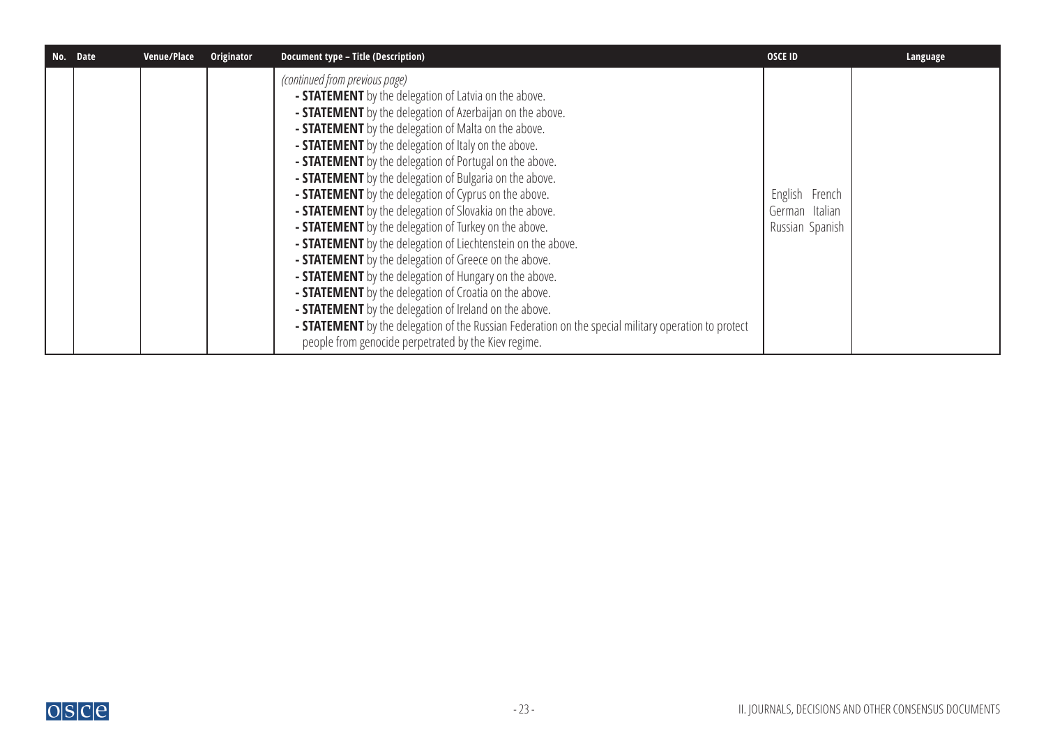| No. | Date | Venue/Place | Originator | Document type – Title (Description) | OSCE ID | Language |
|---|---|---|---|---|---|---|
| | | | | *(continued from previous page)*<br>**- STATEMENT** by the delegation of Latvia on the above.<br>**- STATEMENT** by the delegation of Azerbaijan on the above.<br>**- STATEMENT** by the delegation of Malta on the above.<br>**- STATEMENT** by the delegation of Italy on the above.<br>**- STATEMENT** by the delegation of Portugal on the above.<br>**- STATEMENT** by the delegation of Bulgaria on the above.<br>**- STATEMENT** by the delegation of Cyprus on the above.<br>**- STATEMENT** by the delegation of Slovakia on the above.<br>**- STATEMENT** by the delegation of Turkey on the above.<br>**- STATEMENT** by the delegation of Liechtenstein on the above.<br>**- STATEMENT** by the delegation of Greece on the above.<br>**- STATEMENT** by the delegation of Hungary on the above.<br>**- STATEMENT** by the delegation of Croatia on the above.<br>**- STATEMENT** by the delegation of Ireland on the above.<br>**- STATEMENT** by the delegation of the Russian Federation on the special military operation to protect people from genocide perpetrated by the Kiev regime. | English French<br>German Italian<br>Russian Spanish | |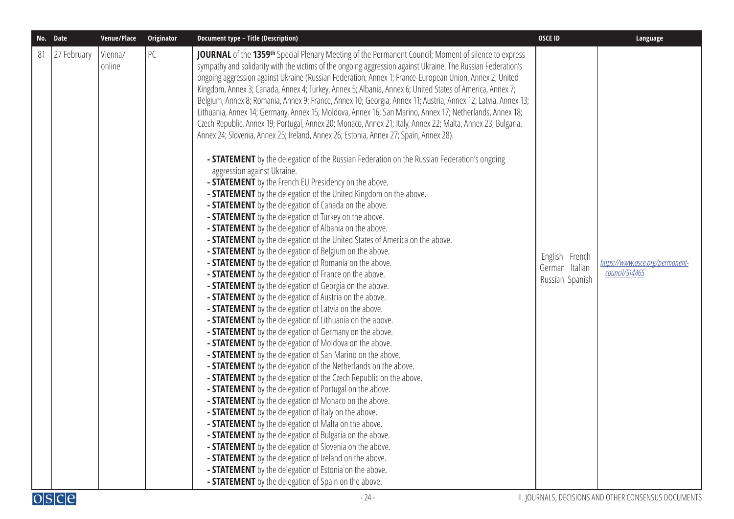| No. | Date | Venue/Place | Originator | Document type – Title (Description) | OSCE ID | Language |
|---|---|---|---|---|---|---|
| 81 | 27 February | Vienna/ online | PC | **JOURNAL** of the **1359th** Special Plenary Meeting of the Permanent Council; Moment of silence to express sympathy and solidarity with the victims of the ongoing aggression against Ukraine. The Russian Federation's ongoing aggression against Ukraine (Russian Federation, Annex 1; France-European Union, Annex 2; United Kingdom, Annex 3; Canada, Annex 4; Turkey, Annex 5; Albania, Annex 6; United States of America, Annex 7; Belgium, Annex 8; Romania, Annex 9; France, Annex 10; Georgia, Annex 11; Austria, Annex 12; Latvia, Annex 13; Lithuania, Annex 14; Germany, Annex 15; Moldova, Annex 16; San Marino, Annex 17; Netherlands, Annex 18; Czech Republic, Annex 19; Portugal, Annex 20; Monaco, Annex 21; Italy, Annex 22; Malta, Annex 23; Bulgaria, Annex 24; Slovenia, Annex 25; Ireland, Annex 26; Estonia, Annex 27; Spain, Annex 28).<br><br>**- STATEMENT** by the delegation of the Russian Federation on the Russian Federation's ongoing aggression against Ukraine.<br>**- STATEMENT** by the French EU Presidency on the above.<br>**- STATEMENT** by the delegation of the United Kingdom on the above.<br>**- STATEMENT** by the delegation of Canada on the above.<br>**- STATEMENT** by the delegation of Turkey on the above.<br>**- STATEMENT** by the delegation of Albania on the above.<br>**- STATEMENT** by the delegation of the United States of America on the above.<br>**- STATEMENT** by the delegation of Belgium on the above.<br>**- STATEMENT** by the delegation of Romania on the above.<br>**- STATEMENT** by the delegation of France on the above.<br>**- STATEMENT** by the delegation of Georgia on the above.<br>**- STATEMENT** by the delegation of Austria on the above.<br>**- STATEMENT** by the delegation of Latvia on the above.<br>**- STATEMENT** by the delegation of Lithuania on the above.<br>**- STATEMENT** by the delegation of Germany on the above.<br>**- STATEMENT** by the delegation of Moldova on the above.<br>**- STATEMENT** by the delegation of San Marino on the above.<br>**- STATEMENT** by the delegation of the Netherlands on the above.<br>**- STATEMENT** by the delegation of the Czech Republic on the above.<br>**- STATEMENT** by the delegation of Portugal on the above.<br>**- STATEMENT** by the delegation of Monaco on the above.<br>**- STATEMENT** by the delegation of Italy on the above.<br>**- STATEMENT** by the delegation of Malta on the above.<br>**- STATEMENT** by the delegation of Bulgaria on the above.<br>**- STATEMENT** by the delegation of Slovenia on the above.<br>**- STATEMENT** by the delegation of Ireland on the above.<br>**- STATEMENT** by the delegation of Estonia on the above.<br>**- STATEMENT** by the delegation of Spain on the above. | English French German Italian Russian Spanish | *https://www.osce.org/permanent-council/514465* |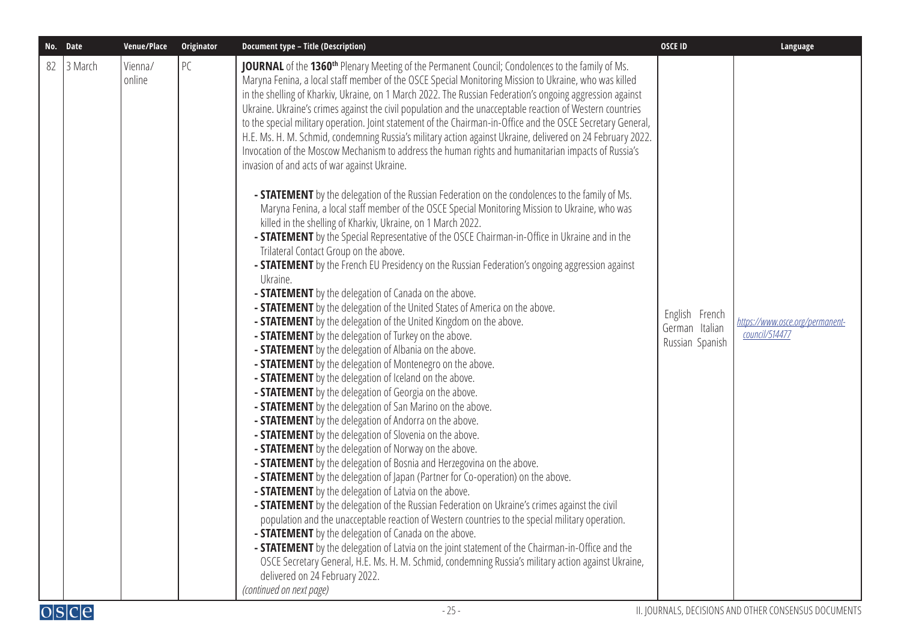| No. | Date | Venue/Place | Originator | Document type – Title (Description) | OSCE ID | Language |
|---|---|---|---|---|---|---|
| 82 | 3 March | Vienna/ online | PC | **JOURNAL** of the **1360th** Plenary Meeting of the Permanent Council; Condolences to the family of Ms. Maryna Fenina, a local staff member of the OSCE Special Monitoring Mission to Ukraine, who was killed in the shelling of Kharkiv, Ukraine, on 1 March 2022. The Russian Federation's ongoing aggression against Ukraine. Ukraine's crimes against the civil population and the unacceptable reaction of Western countries to the special military operation. Joint statement of the Chairman-in-Office and the OSCE Secretary General, H.E. Ms. H. M. Schmid, condemning Russia's military action against Ukraine, delivered on 24 February 2022. Invocation of the Moscow Mechanism to address the human rights and humanitarian impacts of Russia's invasion of and acts of war against Ukraine.<br><br>- **STATEMENT** by the delegation of the Russian Federation on the condolences to the family of Ms. Maryna Fenina, a local staff member of the OSCE Special Monitoring Mission to Ukraine, who was killed in the shelling of Kharkiv, Ukraine, on 1 March 2022.<br>- **STATEMENT** by the Special Representative of the OSCE Chairman-in-Office in Ukraine and in the Trilateral Contact Group on the above.<br>- **STATEMENT** by the French EU Presidency on the Russian Federation's ongoing aggression against Ukraine.<br>- **STATEMENT** by the delegation of Canada on the above.<br>- **STATEMENT** by the delegation of the United States of America on the above.<br>- **STATEMENT** by the delegation of the United Kingdom on the above.<br>- **STATEMENT** by the delegation of Turkey on the above.<br>- **STATEMENT** by the delegation of Albania on the above.<br>- **STATEMENT** by the delegation of Montenegro on the above.<br>- **STATEMENT** by the delegation of Iceland on the above.<br>- **STATEMENT** by the delegation of Georgia on the above.<br>- **STATEMENT** by the delegation of San Marino on the above.<br>- **STATEMENT** by the delegation of Andorra on the above.<br>- **STATEMENT** by the delegation of Slovenia on the above.<br>- **STATEMENT** by the delegation of Norway on the above.<br>- **STATEMENT** by the delegation of Bosnia and Herzegovina on the above.<br>- **STATEMENT** by the delegation of Japan (Partner for Co-operation) on the above.<br>- **STATEMENT** by the delegation of Latvia on the above.<br>- **STATEMENT** by the delegation of the Russian Federation on Ukraine's crimes against the civil population and the unacceptable reaction of Western countries to the special military operation.<br>- **STATEMENT** by the delegation of Canada on the above.<br>- **STATEMENT** by the delegation of Latvia on the joint statement of the Chairman-in-Office and the OSCE Secretary General, H.E. Ms. H. M. Schmid, condemning Russia's military action against Ukraine, delivered on 24 February 2022.<br>*(continued on next page)* | English French German Italian Russian Spanish | https://www.osce.org/permanent-council/514477 |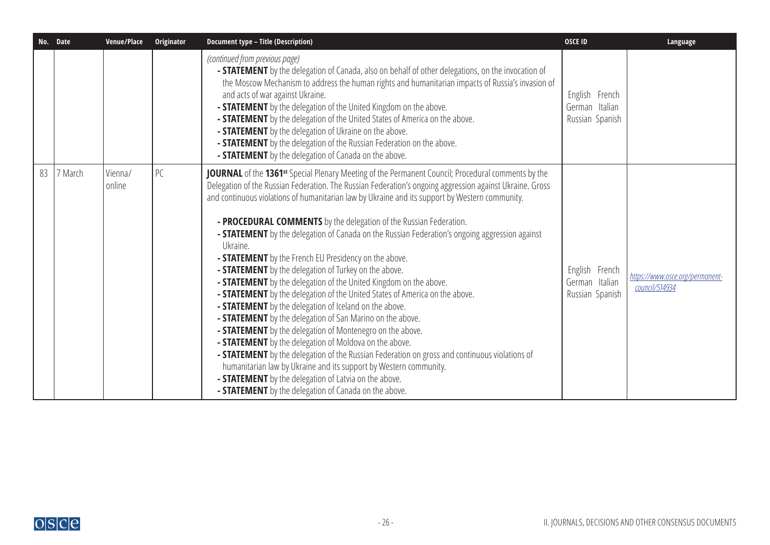| No. | Date | Venue/Place | Originator | Document type – Title (Description) | OSCE ID | Language |
|---|---|---|---|---|---|---|
| | | | | *(continued from previous page)*<br>**- STATEMENT** by the delegation of Canada, also on behalf of other delegations, on the invocation of the Moscow Mechanism to address the human rights and humanitarian impacts of Russia's invasion of and acts of war against Ukraine.<br>**- STATEMENT** by the delegation of the United Kingdom on the above.<br>**- STATEMENT** by the delegation of the United States of America on the above.<br>**- STATEMENT** by the delegation of Ukraine on the above.<br>**- STATEMENT** by the delegation of the Russian Federation on the above.<br>**- STATEMENT** by the delegation of Canada on the above. | English French German Italian Russian Spanish | |
| 83 | 7 March | Vienna/ online | PC | **JOURNAL** of the **1361st** Special Plenary Meeting of the Permanent Council; Procedural comments by the Delegation of the Russian Federation. The Russian Federation's ongoing aggression against Ukraine. Gross and continuous violations of humanitarian law by Ukraine and its support by Western community.<br>**- PROCEDURAL COMMENTS** by the delegation of the Russian Federation.<br>**- STATEMENT** by the delegation of Canada on the Russian Federation's ongoing aggression against Ukraine.<br>**- STATEMENT** by the French EU Presidency on the above.<br>**- STATEMENT** by the delegation of Turkey on the above.<br>**- STATEMENT** by the delegation of the United Kingdom on the above.<br>**- STATEMENT** by the delegation of the United States of America on the above.<br>**- STATEMENT** by the delegation of Iceland on the above.<br>**- STATEMENT** by the delegation of San Marino on the above.<br>**- STATEMENT** by the delegation of Montenegro on the above.<br>**- STATEMENT** by the delegation of Moldova on the above.<br>**- STATEMENT** by the delegation of the Russian Federation on gross and continuous violations of humanitarian law by Ukraine and its support by Western community.<br>**- STATEMENT** by the delegation of Latvia on the above.<br>**- STATEMENT** by the delegation of Canada on the above. | English French German Italian Russian Spanish | https://www.osce.org/permanent-council/514934 |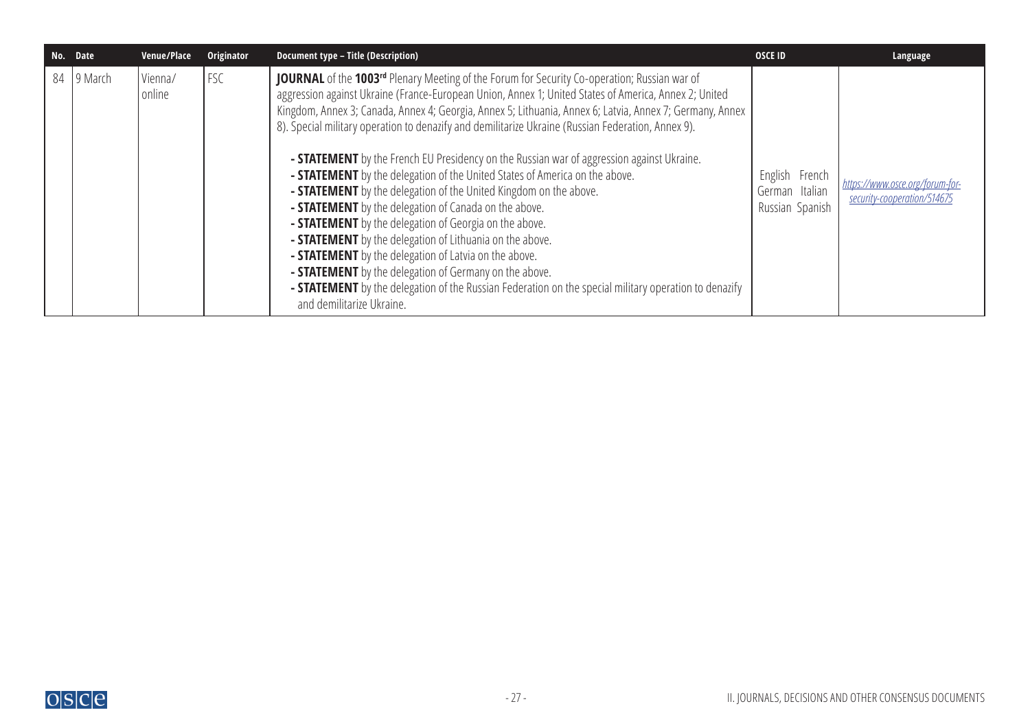| No. | Date | Venue/Place | Originator | Document type – Title (Description) | OSCE ID | Language |
|---|---|---|---|---|---|---|
| 84 | 9 March | Vienna/ online | FSC | **JOURNAL** of the **1003rd** Plenary Meeting of the Forum for Security Co-operation; Russian war of aggression against Ukraine (France-European Union, Annex 1; United States of America, Annex 2; United Kingdom, Annex 3; Canada, Annex 4; Georgia, Annex 5; Lithuania, Annex 6; Latvia, Annex 7; Germany, Annex 8). Special military operation to denazify and demilitarize Ukraine (Russian Federation, Annex 9).<br><br>**- STATEMENT** by the French EU Presidency on the Russian war of aggression against Ukraine.<br>**- STATEMENT** by the delegation of the United States of America on the above.<br>**- STATEMENT** by the delegation of the United Kingdom on the above.<br>**- STATEMENT** by the delegation of Canada on the above.<br>**- STATEMENT** by the delegation of Georgia on the above.<br>**- STATEMENT** by the delegation of Lithuania on the above.<br>**- STATEMENT** by the delegation of Latvia on the above.<br>**- STATEMENT** by the delegation of Germany on the above.<br>**- STATEMENT** by the delegation of the Russian Federation on the special military operation to denazify and demilitarize Ukraine. | English French German Italian Russian Spanish | *https://www.osce.org/forum-for-security-cooperation/514675* |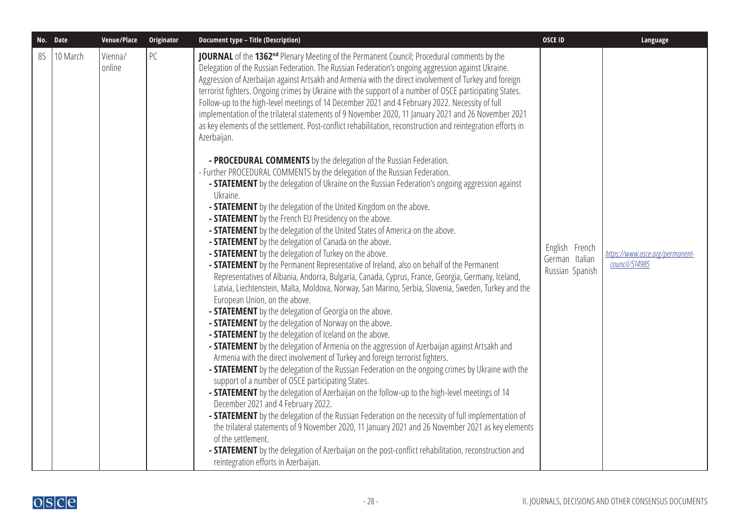| No. | Date | Venue/Place | Originator | Document type – Title (Description) | OSCE ID | Language |
|---|---|---|---|---|---|---|
| 85 | 10 March | Vienna/ online | PC | **JOURNAL** of the **1362nd** Plenary Meeting of the Permanent Council; Procedural comments by the Delegation of the Russian Federation. The Russian Federation's ongoing aggression against Ukraine. Aggression of Azerbaijan against Artsakh and Armenia with the direct involvement of Turkey and foreign terrorist fighters. Ongoing crimes by Ukraine with the support of a number of OSCE participating States. Follow-up to the high-level meetings of 14 December 2021 and 4 February 2022. Necessity of full implementation of the trilateral statements of 9 November 2020, 11 January 2021 and 26 November 2021 as key elements of the settlement. Post-conflict rehabilitation, reconstruction and reintegration efforts in Azerbaijan.<br><br>**- PROCEDURAL COMMENTS** by the delegation of the Russian Federation.<br>- Further PROCEDURAL COMMENTS by the delegation of the Russian Federation.<br>**- STATEMENT** by the delegation of Ukraine on the Russian Federation's ongoing aggression against Ukraine.<br>**- STATEMENT** by the delegation of the United Kingdom on the above.<br>**- STATEMENT** by the French EU Presidency on the above.<br>**- STATEMENT** by the delegation of the United States of America on the above.<br>**- STATEMENT** by the delegation of Canada on the above.<br>**- STATEMENT** by the delegation of Turkey on the above.<br>**- STATEMENT** by the Permanent Representative of Ireland, also on behalf of the Permanent Representatives of Albania, Andorra, Bulgaria, Canada, Cyprus, France, Georgia, Germany, Iceland, Latvia, Liechtenstein, Malta, Moldova, Norway, San Marino, Serbia, Slovenia, Sweden, Turkey and the European Union, on the above.<br>**- STATEMENT** by the delegation of Georgia on the above.<br>**- STATEMENT** by the delegation of Norway on the above.<br>**- STATEMENT** by the delegation of Iceland on the above.<br>**- STATEMENT** by the delegation of Armenia on the aggression of Azerbaijan against Artsakh and Armenia with the direct involvement of Turkey and foreign terrorist fighters.<br>**- STATEMENT** by the delegation of the Russian Federation on the ongoing crimes by Ukraine with the support of a number of OSCE participating States.<br>**- STATEMENT** by the delegation of Azerbaijan on the follow-up to the high-level meetings of 14 December 2021 and 4 February 2022.<br>**- STATEMENT** by the delegation of the Russian Federation on the necessity of full implementation of the trilateral statements of 9 November 2020, 11 January 2021 and 26 November 2021 as key elements of the settlement.<br>**- STATEMENT** by the delegation of Azerbaijan on the post-conflict rehabilitation, reconstruction and reintegration efforts in Azerbaijan. | English French German Italian Russian Spanish | https://www.osce.org/permanent-council/514985 |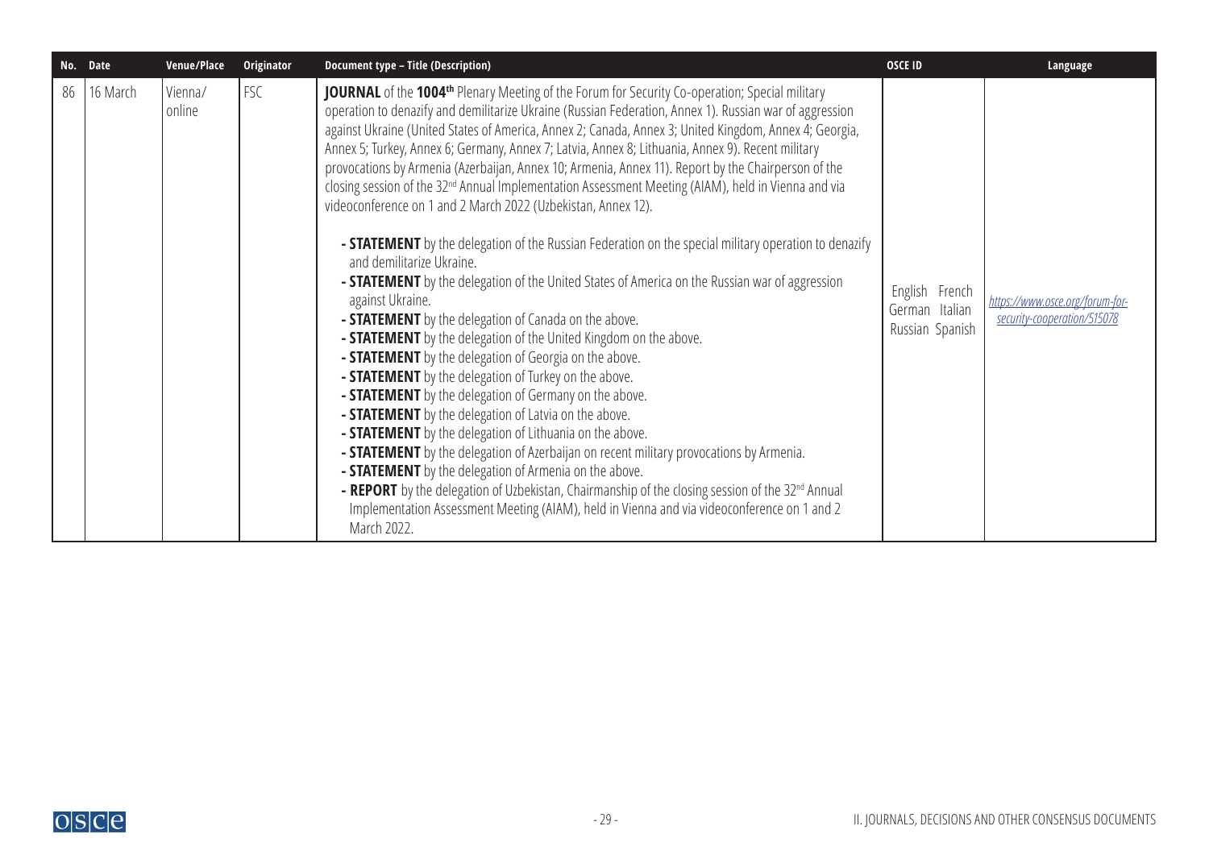| No. | Date | Venue/Place | Originator | Document type – Title (Description) | OSCE ID | Language |
|---|---|---|---|---|---|---|
| 86 | 16 March | Vienna/ online | FSC | **JOURNAL** of the **1004th** Plenary Meeting of the Forum for Security Co-operation; Special military operation to denazify and demilitarize Ukraine (Russian Federation, Annex 1). Russian war of aggression against Ukraine (United States of America, Annex 2; Canada, Annex 3; United Kingdom, Annex 4; Georgia, Annex 5; Turkey, Annex 6; Germany, Annex 7; Latvia, Annex 8; Lithuania, Annex 9). Recent military provocations by Armenia (Azerbaijan, Annex 10; Armenia, Annex 11). Report by the Chairperson of the closing session of the 32nd Annual Implementation Assessment Meeting (AIAM), held in Vienna and via videoconference on 1 and 2 March 2022 (Uzbekistan, Annex 12).<br><br>- **STATEMENT** by the delegation of the Russian Federation on the special military operation to denazify and demilitarize Ukraine.<br>- **STATEMENT** by the delegation of the United States of America on the Russian war of aggression against Ukraine.<br>- **STATEMENT** by the delegation of Canada on the above.<br>- **STATEMENT** by the delegation of the United Kingdom on the above.<br>- **STATEMENT** by the delegation of Georgia on the above.<br>- **STATEMENT** by the delegation of Turkey on the above.<br>- **STATEMENT** by the delegation of Germany on the above.<br>- **STATEMENT** by the delegation of Latvia on the above.<br>- **STATEMENT** by the delegation of Lithuania on the above.<br>- **STATEMENT** by the delegation of Azerbaijan on recent military provocations by Armenia.<br>- **STATEMENT** by the delegation of Armenia on the above.<br>- **REPORT** by the delegation of Uzbekistan, Chairmanship of the closing session of the 32nd Annual Implementation Assessment Meeting (AIAM), held in Vienna and via videoconference on 1 and 2 March 2022. | English French German Italian Russian Spanish | *https://www.osce.org/forum-for-security-cooperation/515078* |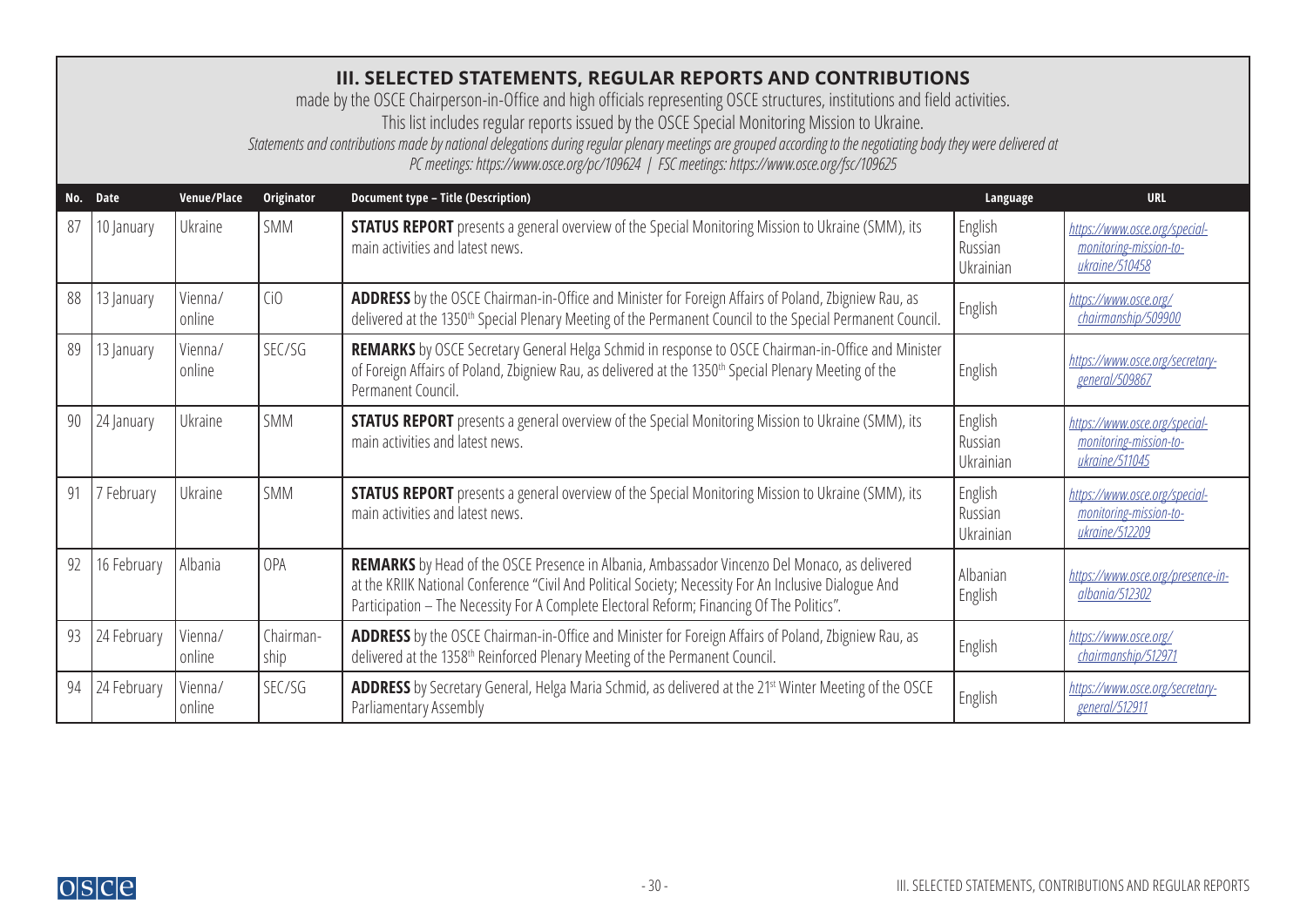## III. SELECTED STATEMENTS, REGULAR REPORTS AND CONTRIBUTIONS

made by the OSCE Chairperson-in-Office and high officials representing OSCE structures, institutions and field activities.
This list includes regular reports issued by the OSCE Special Monitoring Mission to Ukraine.
*Statements and contributions made by national delegations during regular plenary meetings are grouped according to the negotiating body they were delivered at*
*PC meetings: https://www.osce.org/pc/109624 | FSC meetings: https://www.osce.org/fsc/109625*

| No. | Date | Venue/Place | Originator | Document type – Title (Description) | Language | URL |
|---|---|---|---|---|---|---|
| 87 | 10 January | Ukraine | SMM | **STATUS REPORT** presents a general overview of the Special Monitoring Mission to Ukraine (SMM), its main activities and latest news. | English Russian Ukrainian | https://www.osce.org/special-monitoring-mission-to-ukraine/510458 |
| 88 | 13 January | Vienna/ online | CiO | **ADDRESS** by the OSCE Chairman-in-Office and Minister for Foreign Affairs of Poland, Zbigniew Rau, as delivered at the 1350th Special Plenary Meeting of the Permanent Council to the Special Permanent Council. | English | https://www.osce.org/chairmanship/509900 |
| 89 | 13 January | Vienna/ online | SEC/SG | **REMARKS** by OSCE Secretary General Helga Schmid in response to OSCE Chairman-in-Office and Minister of Foreign Affairs of Poland, Zbigniew Rau, as delivered at the 1350th Special Plenary Meeting of the Permanent Council. | English | https://www.osce.org/secretary-general/509867 |
| 90 | 24 January | Ukraine | SMM | **STATUS REPORT** presents a general overview of the Special Monitoring Mission to Ukraine (SMM), its main activities and latest news. | English Russian Ukrainian | https://www.osce.org/special-monitoring-mission-to-ukraine/511045 |
| 91 | 7 February | Ukraine | SMM | **STATUS REPORT** presents a general overview of the Special Monitoring Mission to Ukraine (SMM), its main activities and latest news. | English Russian Ukrainian | https://www.osce.org/special-monitoring-mission-to-ukraine/512209 |
| 92 | 16 February | Albania | OPA | **REMARKS** by Head of the OSCE Presence in Albania, Ambassador Vincenzo Del Monaco, as delivered at the KRIIK National Conference "Civil And Political Society; Necessity For An Inclusive Dialogue And Participation – The Necessity For A Complete Electoral Reform; Financing Of The Politics". | Albanian English | https://www.osce.org/presence-in-albania/512302 |
| 93 | 24 February | Vienna/ online | Chairman-ship | **ADDRESS** by the OSCE Chairman-in-Office and Minister for Foreign Affairs of Poland, Zbigniew Rau, as delivered at the 1358th Reinforced Plenary Meeting of the Permanent Council. | English | https://www.osce.org/chairmanship/512971 |
| 94 | 24 February | Vienna/ online | SEC/SG | **ADDRESS** by Secretary General, Helga Maria Schmid, as delivered at the 21st Winter Meeting of the OSCE Parliamentary Assembly | English | https://www.osce.org/secretary-general/512911 |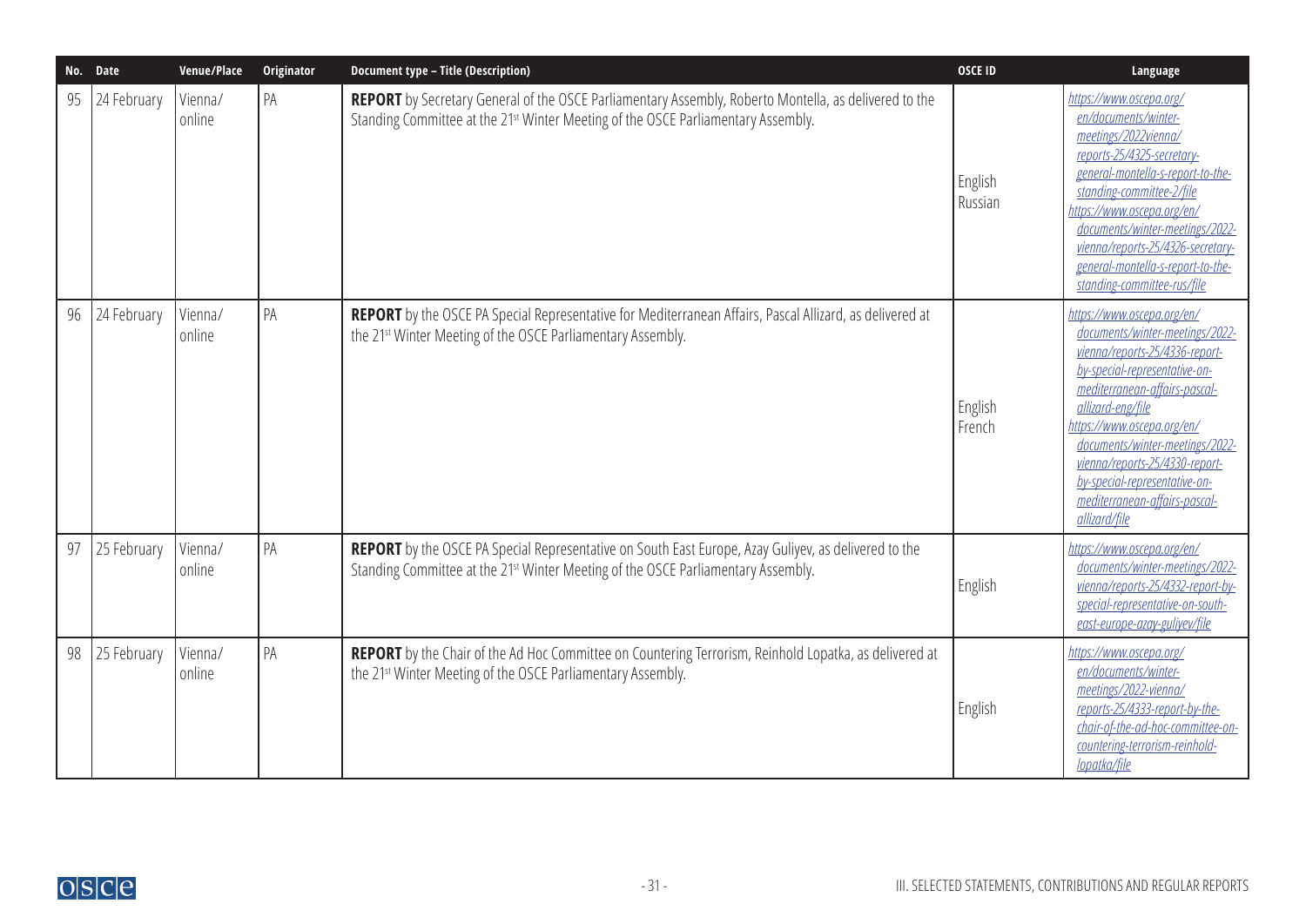| No. | Date | Venue/Place | Originator | Document type – Title (Description) | OSCE ID | Language |
|---|---|---|---|---|---|---|
| 95 | 24 February | Vienna/ online | PA | **REPORT** by Secretary General of the OSCE Parliamentary Assembly, Roberto Montella, as delivered to the Standing Committee at the 21st Winter Meeting of the OSCE Parliamentary Assembly. | English Russian | https://www.oscepa.org/en/documents/winter-meetings/2022vienna/reports-25/4325-secretary-general-montella-s-report-to-the-standing-committee-2/file https://www.oscepa.org/en/documents/winter-meetings/2022-vienna/reports-25/4326-secretary-general-montella-s-report-to-the-standing-committee-rus/file |
| 96 | 24 February | Vienna/ online | PA | **REPORT** by the OSCE PA Special Representative for Mediterranean Affairs, Pascal Allizard, as delivered at the 21st Winter Meeting of the OSCE Parliamentary Assembly. | English French | https://www.oscepa.org/en/documents/winter-meetings/2022-vienna/reports-25/4336-report-by-special-representative-on-mediterranean-affairs-pascal-allizard-eng/file https://www.oscepa.org/en/documents/winter-meetings/2022-vienna/reports-25/4330-report-by-special-representative-on-mediterranean-affairs-pascal-allizard/file |
| 97 | 25 February | Vienna/ online | PA | **REPORT** by the OSCE PA Special Representative on South East Europe, Azay Guliyev, as delivered to the Standing Committee at the 21st Winter Meeting of the OSCE Parliamentary Assembly. | English | https://www.oscepa.org/en/documents/winter-meetings/2022-vienna/reports-25/4332-report-by-special-representative-on-south-east-europe-azay-guliyev/file |
| 98 | 25 February | Vienna/ online | PA | **REPORT** by the Chair of the Ad Hoc Committee on Countering Terrorism, Reinhold Lopatka, as delivered at the 21st Winter Meeting of the OSCE Parliamentary Assembly. | English | https://www.oscepa.org/en/documents/winter-meetings/2022-vienna/reports-25/4333-report-by-the-chair-of-the-ad-hoc-committee-on-countering-terrorism-reinhold-lopatka/file |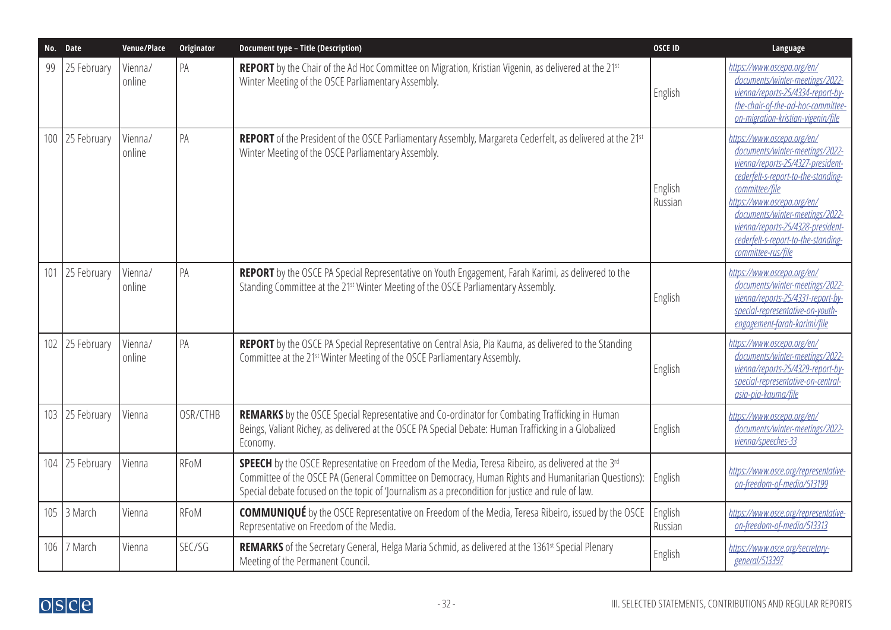| No. | Date | Venue/Place | Originator | Document type – Title (Description) | OSCE ID | Language |
|---|---|---|---|---|---|---|
| 99 | 25 February | Vienna/ online | PA | **REPORT** by the Chair of the Ad Hoc Committee on Migration, Kristian Vigenin, as delivered at the 21st Winter Meeting of the OSCE Parliamentary Assembly. | English | *https://www.oscepa.org/en/documents/winter-meetings/2022-vienna/reports-25/4334-report-by-the-chair-of-the-ad-hoc-committee-on-migration-kristian-vigenin/file* |
| 100 | 25 February | Vienna/ online | PA | **REPORT** of the President of the OSCE Parliamentary Assembly, Margareta Cederfelt, as delivered at the 21st Winter Meeting of the OSCE Parliamentary Assembly. | English Russian | *https://www.oscepa.org/en/documents/winter-meetings/2022-vienna/reports-25/4327-president-cederfelt-s-report-to-the-standing-committee/file* *https://www.oscepa.org/en/documents/winter-meetings/2022-vienna/reports-25/4328-president-cederfelt-s-report-to-the-standing-committee-rus/file* |
| 101 | 25 February | Vienna/ online | PA | **REPORT** by the OSCE PA Special Representative on Youth Engagement, Farah Karimi, as delivered to the Standing Committee at the 21st Winter Meeting of the OSCE Parliamentary Assembly. | English | *https://www.oscepa.org/en/documents/winter-meetings/2022-vienna/reports-25/4331-report-by-special-representative-on-youth-engagement-farah-karimi/file* |
| 102 | 25 February | Vienna/ online | PA | **REPORT** by the OSCE PA Special Representative on Central Asia, Pia Kauma, as delivered to the Standing Committee at the 21st Winter Meeting of the OSCE Parliamentary Assembly. | English | *https://www.oscepa.org/en/documents/winter-meetings/2022-vienna/reports-25/4329-report-by-special-representative-on-central-asia-pia-kauma/file* |
| 103 | 25 February | Vienna | OSR/CTHB | **REMARKS** by the OSCE Special Representative and Co-ordinator for Combating Trafficking in Human Beings, Valiant Richey, as delivered at the OSCE PA Special Debate: Human Trafficking in a Globalized Economy. | English | *https://www.oscepa.org/en/documents/winter-meetings/2022-vienna/speeches-33* |
| 104 | 25 February | Vienna | RFoM | **SPEECH** by the OSCE Representative on Freedom of the Media, Teresa Ribeiro, as delivered at the 3rd Committee of the OSCE PA (General Committee on Democracy, Human Rights and Humanitarian Questions): Special debate focused on the topic of 'Journalism as a precondition for justice and rule of law. | English | *https://www.osce.org/representative-on-freedom-of-media/513199* |
| 105 | 3 March | Vienna | RFoM | **COMMUNIQUÉ** by the OSCE Representative on Freedom of the Media, Teresa Ribeiro, issued by the OSCE Representative on Freedom of the Media. | English Russian | *https://www.osce.org/representative-on-freedom-of-media/513313* |
| 106 | 7 March | Vienna | SEC/SG | **REMARKS** of the Secretary General, Helga Maria Schmid, as delivered at the 1361st Special Plenary Meeting of the Permanent Council. | English | *https://www.osce.org/secretary-general/513397* |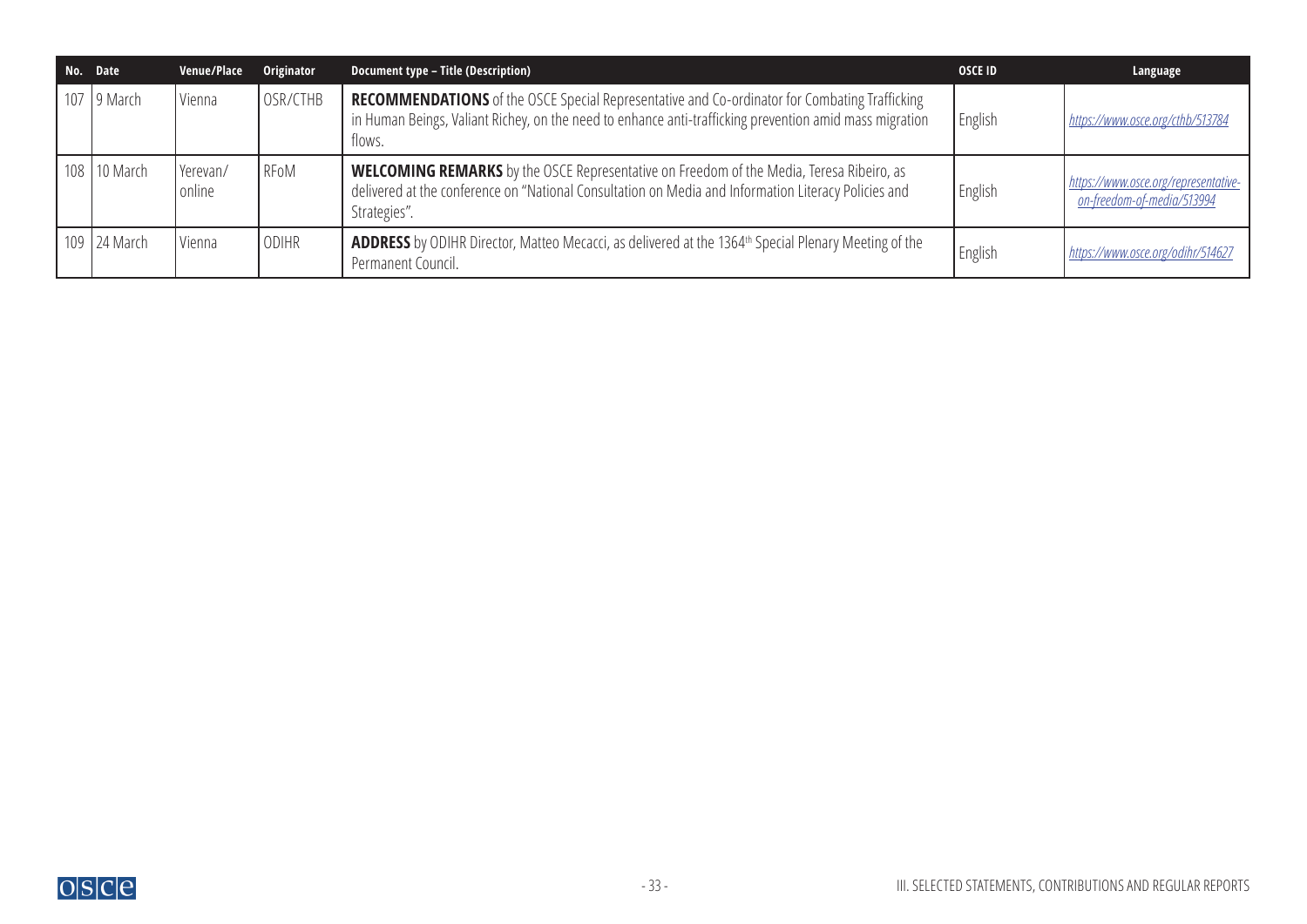| No. | Date | Venue/Place | Originator | Document type – Title (Description) | OSCE ID | Language |
|---|---|---|---|---|---|---|
| 107 | 9 March | Vienna | OSR/CTHB | **RECOMMENDATIONS** of the OSCE Special Representative and Co-ordinator for Combating Trafficking in Human Beings, Valiant Richey, on the need to enhance anti-trafficking prevention amid mass migration flows. | English | https://www.osce.org/cthb/513784 |
| 108 | 10 March | Yerevan/ online | RFoM | **WELCOMING REMARKS** by the OSCE Representative on Freedom of the Media, Teresa Ribeiro, as delivered at the conference on "National Consultation on Media and Information Literacy Policies and Strategies". | English | https://www.osce.org/representative-on-freedom-of-media/513994 |
| 109 | 24 March | Vienna | ODIHR | **ADDRESS** by ODIHR Director, Matteo Mecacci, as delivered at the 1364th Special Plenary Meeting of the Permanent Council. | English | https://www.osce.org/odihr/514627 |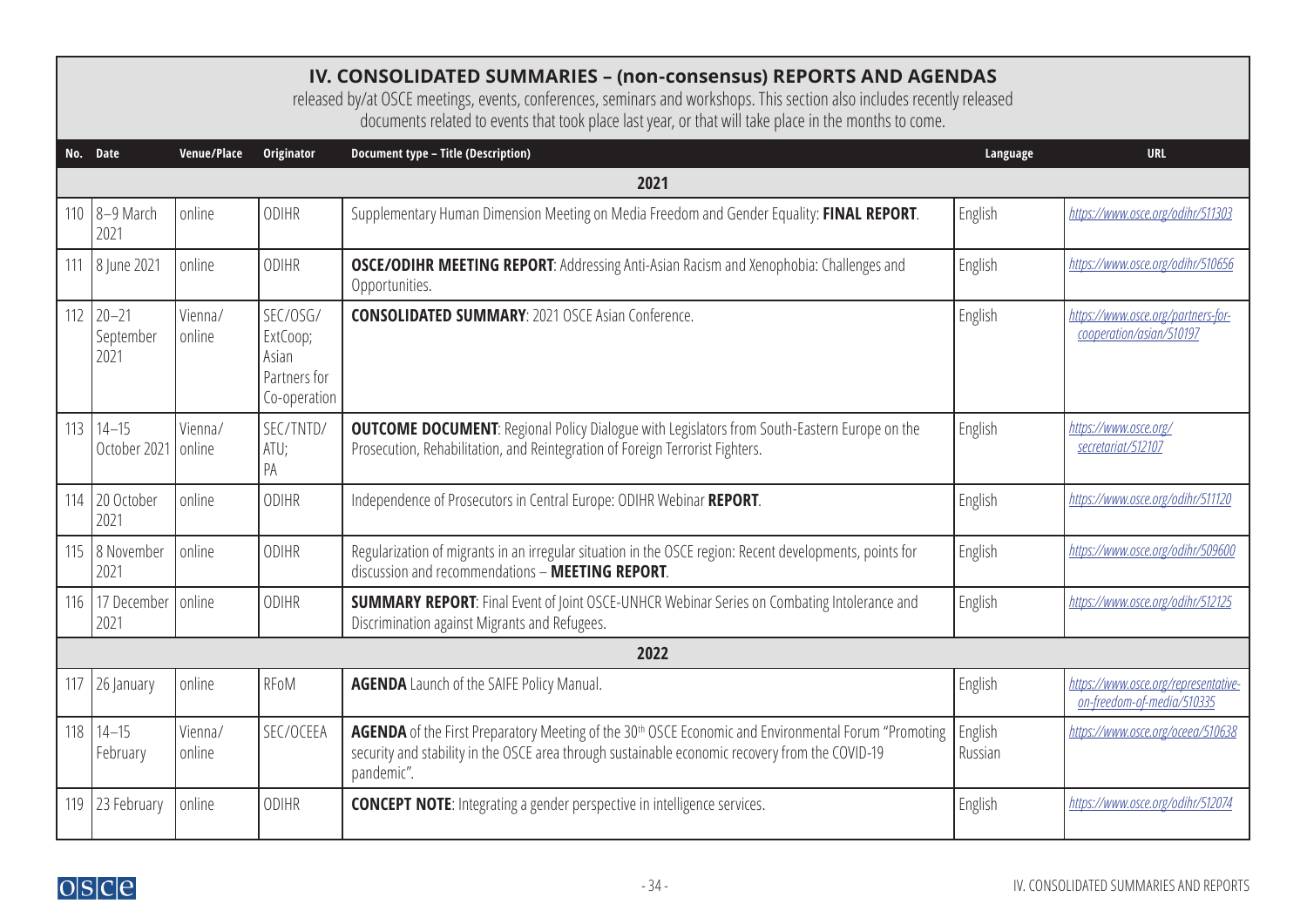## IV. CONSOLIDATED SUMMARIES – (non-consensus) REPORTS AND AGENDAS

released by/at OSCE meetings, events, conferences, seminars and workshops. This section also includes recently released documents related to events that took place last year, or that will take place in the months to come.

| No. | Date | Venue/Place | Originator | Document type – Title (Description) | Language | URL |
|---|---|---|---|---|---|---|
| | | | | **2021** | | |
| 110 | 8–9 March 2021 | online | ODIHR | Supplementary Human Dimension Meeting on Media Freedom and Gender Equality: **FINAL REPORT**. | English | *https://www.osce.org/odihr/511303* |
| 111 | 8 June 2021 | online | ODIHR | **OSCE/ODIHR MEETING REPORT**: Addressing Anti-Asian Racism and Xenophobia: Challenges and Opportunities. | English | *https://www.osce.org/odihr/510656* |
| 112 | 20–21 September 2021 | Vienna/ online | SEC/OSG/ ExtCoop; Asian Partners for Co-operation | **CONSOLIDATED SUMMARY**: 2021 OSCE Asian Conference. | English | *https://www.osce.org/partners-for-cooperation/asian/510197* |
| 113 | 14–15 October 2021 | Vienna/ online | SEC/TNTD/ ATU; PA | **OUTCOME DOCUMENT**: Regional Policy Dialogue with Legislators from South-Eastern Europe on the Prosecution, Rehabilitation, and Reintegration of Foreign Terrorist Fighters. | English | *https://www.osce.org/secretariat/512107* |
| 114 | 20 October 2021 | online | ODIHR | Independence of Prosecutors in Central Europe: ODIHR Webinar **REPORT**. | English | *https://www.osce.org/odihr/511120* |
| 115 | 8 November 2021 | online | ODIHR | Regularization of migrants in an irregular situation in the OSCE region: Recent developments, points for discussion and recommendations – **MEETING REPORT**. | English | *https://www.osce.org/odihr/509600* |
| 116 | 17 December 2021 | online | ODIHR | **SUMMARY REPORT**: Final Event of Joint OSCE-UNHCR Webinar Series on Combating Intolerance and Discrimination against Migrants and Refugees. | English | *https://www.osce.org/odihr/512125* |
| | | | | **2022** | | |
| 117 | 26 January | online | RFoM | **AGENDA** Launch of the SAIFE Policy Manual. | English | *https://www.osce.org/representative-on-freedom-of-media/510335* |
| 118 | 14–15 February | Vienna/ online | SEC/OCEEA | **AGENDA** of the First Preparatory Meeting of the 30th OSCE Economic and Environmental Forum "Promoting security and stability in the OSCE area through sustainable economic recovery from the COVID-19 pandemic". | English Russian | *https://www.osce.org/oceea/510638* |
| 119 | 23 February | online | ODIHR | **CONCEPT NOTE**: Integrating a gender perspective in intelligence services. | English | *https://www.osce.org/odihr/512074* |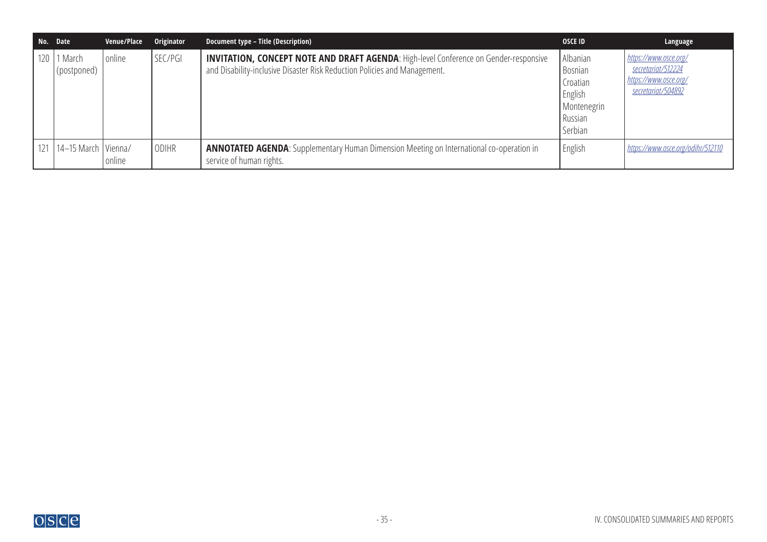| No. | Date | Venue/Place | Originator | Document type – Title (Description) | OSCE ID | Language |
|---|---|---|---|---|---|---|
| 120 | 1 March (postponed) | online | SEC/PGI | **INVITATION, CONCEPT NOTE AND DRAFT AGENDA**: High-level Conference on Gender-responsive and Disability-inclusive Disaster Risk Reduction Policies and Management. | Albanian Bosnian Croatian English Montenegrin Russian Serbian | https://www.osce.org/secretariat/512224 https://www.osce.org/secretariat/504892 |
| 121 | 14–15 March | Vienna/ online | ODIHR | **ANNOTATED AGENDA**: Supplementary Human Dimension Meeting on International co-operation in service of human rights. | English | https://www.osce.org/odihr/512110 |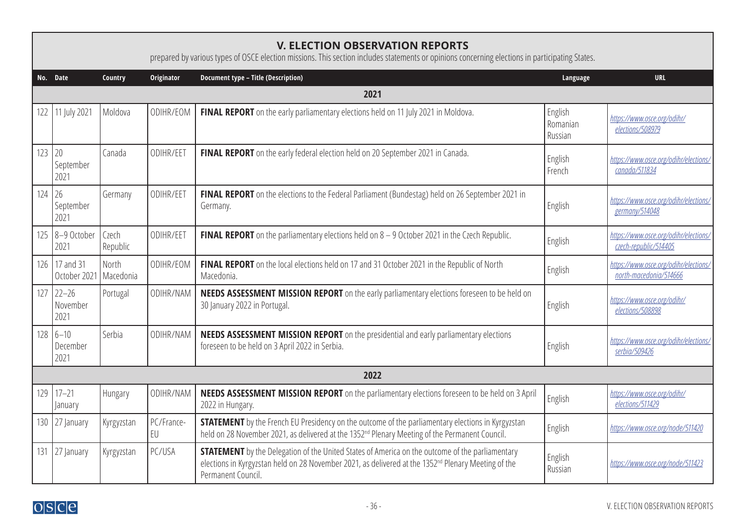## V. ELECTION OBSERVATION REPORTS

prepared by various types of OSCE election missions. This section includes statements or opinions concerning elections in participating States.

| No. | Date | Country | Originator | Document type – Title (Description) | Language | URL |
|---|---|---|---|---|---|---|
| | | | | **2021** | | |
| 122 | 11 July 2021 | Moldova | ODIHR/EOM | **FINAL REPORT** on the early parliamentary elections held on 11 July 2021 in Moldova. | English Romanian Russian | https://www.osce.org/odihr/elections/508979 |
| 123 | 20 September 2021 | Canada | ODIHR/EET | **FINAL REPORT** on the early federal election held on 20 September 2021 in Canada. | English French | https://www.osce.org/odihr/elections/canada/511834 |
| 124 | 26 September 2021 | Germany | ODIHR/EET | **FINAL REPORT** on the elections to the Federal Parliament (Bundestag) held on 26 September 2021 in Germany. | English | https://www.osce.org/odihr/elections/germany/514048 |
| 125 | 8–9 October 2021 | Czech Republic | ODIHR/EET | **FINAL REPORT** on the parliamentary elections held on 8 – 9 October 2021 in the Czech Republic. | English | https://www.osce.org/odihr/elections/czech-republic/514405 |
| 126 | 17 and 31 October 2021 | North Macedonia | ODIHR/EOM | **FINAL REPORT** on the local elections held on 17 and 31 October 2021 in the Republic of North Macedonia. | English | https://www.osce.org/odihr/elections/north-macedonia/514666 |
| 127 | 22–26 November 2021 | Portugal | ODIHR/NAM | **NEEDS ASSESSMENT MISSION REPORT** on the early parliamentary elections foreseen to be held on 30 January 2022 in Portugal. | English | https://www.osce.org/odihr/elections/508898 |
| 128 | 6–10 December 2021 | Serbia | ODIHR/NAM | **NEEDS ASSESSMENT MISSION REPORT** on the presidential and early parliamentary elections foreseen to be held on 3 April 2022 in Serbia. | English | https://www.osce.org/odihr/elections/serbia/509426 |
| | | | | **2022** | | |
| 129 | 17–21 January | Hungary | ODIHR/NAM | **NEEDS ASSESSMENT MISSION REPORT** on the parliamentary elections foreseen to be held on 3 April 2022 in Hungary. | English | https://www.osce.org/odihr/elections/511429 |
| 130 | 27 January | Kyrgyzstan | PC/France-EU | **STATEMENT** by the French EU Presidency on the outcome of the parliamentary elections in Kyrgyzstan held on 28 November 2021, as delivered at the 1352nd Plenary Meeting of the Permanent Council. | English | https://www.osce.org/node/511420 |
| 131 | 27 January | Kyrgyzstan | PC/USA | **STATEMENT** by the Delegation of the United States of America on the outcome of the parliamentary elections in Kyrgyzstan held on 28 November 2021, as delivered at the 1352nd Plenary Meeting of the Permanent Council. | English Russian | https://www.osce.org/node/511423 |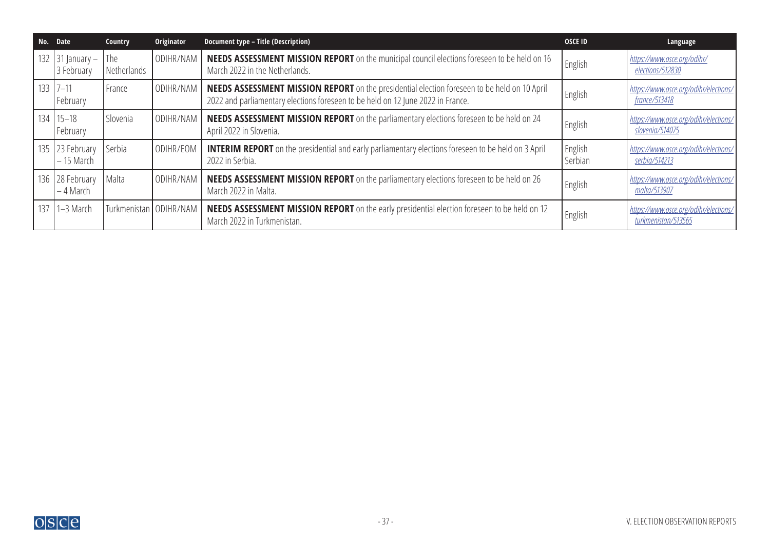| No. | Date | Country | Originator | Document type – Title (Description) | OSCE ID | Language |
|---|---|---|---|---|---|---|
| 132 | 31 January – 3 February | The Netherlands | ODIHR/NAM | **NEEDS ASSESSMENT MISSION REPORT** on the municipal council elections foreseen to be held on 16 March 2022 in the Netherlands. | English | *https://www.osce.org/odihr/elections/512830* |
| 133 | 7–11 February | France | ODIHR/NAM | **NEEDS ASSESSMENT MISSION REPORT** on the presidential election foreseen to be held on 10 April 2022 and parliamentary elections foreseen to be held on 12 June 2022 in France. | English | *https://www.osce.org/odihr/elections/france/513418* |
| 134 | 15–18 February | Slovenia | ODIHR/NAM | **NEEDS ASSESSMENT MISSION REPORT** on the parliamentary elections foreseen to be held on 24 April 2022 in Slovenia. | English | *https://www.osce.org/odihr/elections/slovenia/514075* |
| 135 | 23 February – 15 March | Serbia | ODIHR/EOM | **INTERIM REPORT** on the presidential and early parliamentary elections foreseen to be held on 3 April 2022 in Serbia. | English Serbian | *https://www.osce.org/odihr/elections/serbia/514213* |
| 136 | 28 February – 4 March | Malta | ODIHR/NAM | **NEEDS ASSESSMENT MISSION REPORT** on the parliamentary elections foreseen to be held on 26 March 2022 in Malta. | English | *https://www.osce.org/odihr/elections/malta/513907* |
| 137 | 1–3 March | Turkmenistan | ODIHR/NAM | **NEEDS ASSESSMENT MISSION REPORT** on the early presidential election foreseen to be held on 12 March 2022 in Turkmenistan. | English | *https://www.osce.org/odihr/elections/turkmenistan/513565* |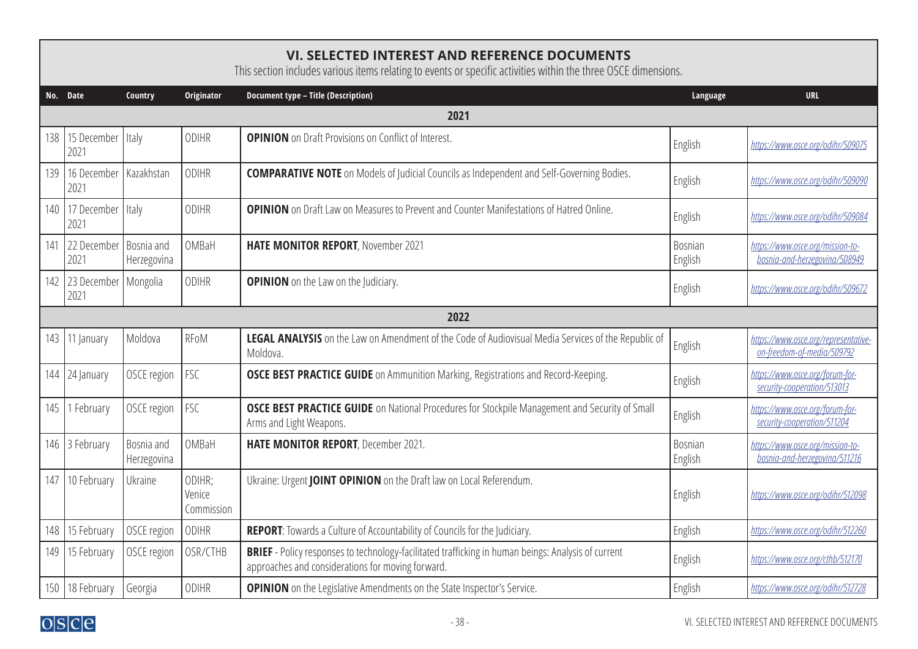## VI. SELECTED INTEREST AND REFERENCE DOCUMENTS

This section includes various items relating to events or specific activities within the three OSCE dimensions.

| No. | Date | Country | Originator | Document type – Title (Description) | Language | URL |
|---|---|---|---|---|---|---|
| | | | | **2021** | | |
| 138 | 15 December 2021 | Italy | ODIHR | **OPINION** on Draft Provisions on Conflict of Interest. | English | *https://www.osce.org/odihr/509075* |
| 139 | 16 December 2021 | Kazakhstan | ODIHR | **COMPARATIVE NOTE** on Models of Judicial Councils as Independent and Self-Governing Bodies. | English | *https://www.osce.org/odihr/509090* |
| 140 | 17 December 2021 | Italy | ODIHR | **OPINION** on Draft Law on Measures to Prevent and Counter Manifestations of Hatred Online. | English | *https://www.osce.org/odihr/509084* |
| 141 | 22 December 2021 | Bosnia and Herzegovina | OMBaH | **HATE MONITOR REPORT**, November 2021 | Bosnian English | *https://www.osce.org/mission-to-bosnia-and-herzegovina/508949* |
| 142 | 23 December 2021 | Mongolia | ODIHR | **OPINION** on the Law on the Judiciary. | English | *https://www.osce.org/odihr/509672* |
| | | | | **2022** | | |
| 143 | 11 January | Moldova | RFoM | **LEGAL ANALYSIS** on the Law on Amendment of the Code of Audiovisual Media Services of the Republic of Moldova. | English | *https://www.osce.org/representative-on-freedom-of-media/509792* |
| 144 | 24 January | OSCE region | FSC | **OSCE BEST PRACTICE GUIDE** on Ammunition Marking, Registrations and Record-Keeping. | English | *https://www.osce.org/forum-for-security-cooperation/513013* |
| 145 | 1 February | OSCE region | FSC | **OSCE BEST PRACTICE GUIDE** on National Procedures for Stockpile Management and Security of Small Arms and Light Weapons. | English | *https://www.osce.org/forum-for-security-cooperation/511204* |
| 146 | 3 February | Bosnia and Herzegovina | OMBaH | **HATE MONITOR REPORT**, December 2021. | Bosnian English | *https://www.osce.org/mission-to-bosnia-and-herzegovina/511216* |
| 147 | 10 February | Ukraine | ODIHR; Venice Commission | Ukraine: Urgent **JOINT OPINION** on the Draft law on Local Referendum. | English | *https://www.osce.org/odihr/512098* |
| 148 | 15 February | OSCE region | ODIHR | **REPORT**: Towards a Culture of Accountability of Councils for the Judiciary. | English | *https://www.osce.org/odihr/512260* |
| 149 | 15 February | OSCE region | OSR/CTHB | **BRIEF** - Policy responses to technology-facilitated trafficking in human beings: Analysis of current approaches and considerations for moving forward. | English | *https://www.osce.org/cthb/512170* |
| 150 | 18 February | Georgia | ODIHR | **OPINION** on the Legislative Amendments on the State Inspector's Service. | English | *https://www.osce.org/odihr/512728* |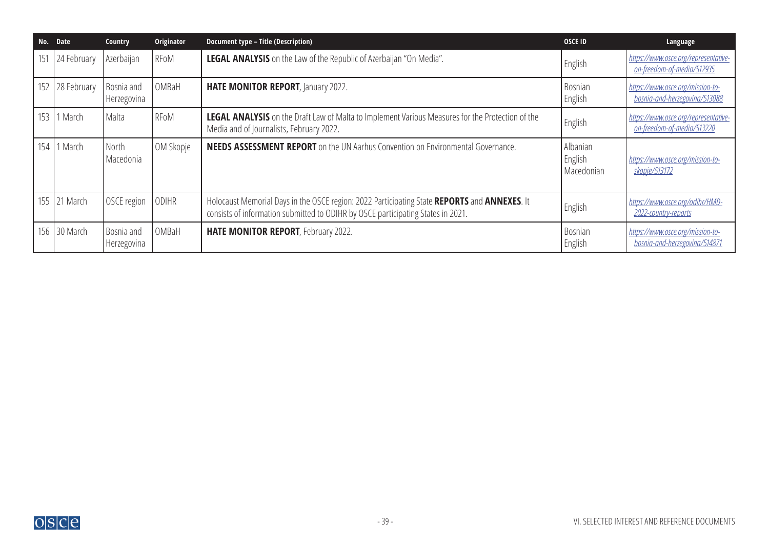| No. | Date | Country | Originator | Document type – Title (Description) | OSCE ID | Language |
|---|---|---|---|---|---|---|
| 151 | 24 February | Azerbaijan | RFoM | **LEGAL ANALYSIS** on the Law of the Republic of Azerbaijan "On Media". | English | *https://www.osce.org/representative-on-freedom-of-media/512935* |
| 152 | 28 February | Bosnia and Herzegovina | OMBaH | **HATE MONITOR REPORT**, January 2022. | Bosnian English | *https://www.osce.org/mission-to-bosnia-and-herzegovina/513088* |
| 153 | 1 March | Malta | RFoM | **LEGAL ANALYSIS** on the Draft Law of Malta to Implement Various Measures for the Protection of the Media and of Journalists, February 2022. | English | *https://www.osce.org/representative-on-freedom-of-media/513220* |
| 154 | 1 March | North Macedonia | OM Skopje | **NEEDS ASSESSMENT REPORT** on the UN Aarhus Convention on Environmental Governance. | Albanian English Macedonian | *https://www.osce.org/mission-to-skopje/513172* |
| 155 | 21 March | OSCE region | ODIHR | Holocaust Memorial Days in the OSCE region: 2022 Participating State **REPORTS** and **ANNEXES**. It consists of information submitted to ODIHR by OSCE participating States in 2021. | English | *https://www.osce.org/odihr/HMD-2022-country-reports* |
| 156 | 30 March | Bosnia and Herzegovina | OMBaH | **HATE MONITOR REPORT**, February 2022. | Bosnian English | *https://www.osce.org/mission-to-bosnia-and-herzegovina/514871* |